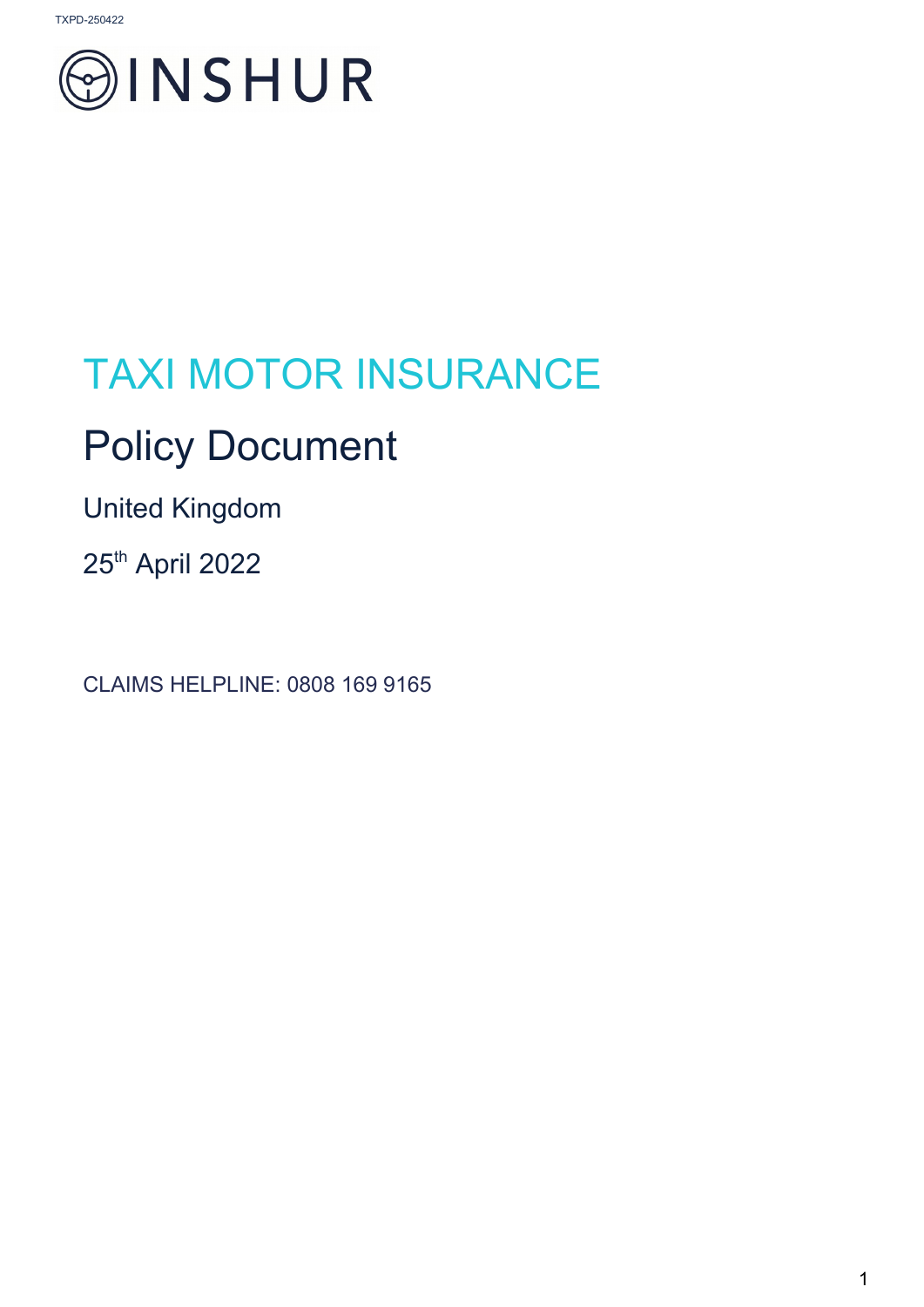# TAXI MOTOR INSURANCE

## Policy Document

United Kingdom

25th April 2022

CLAIMS HELPLINE: 0808 169 9165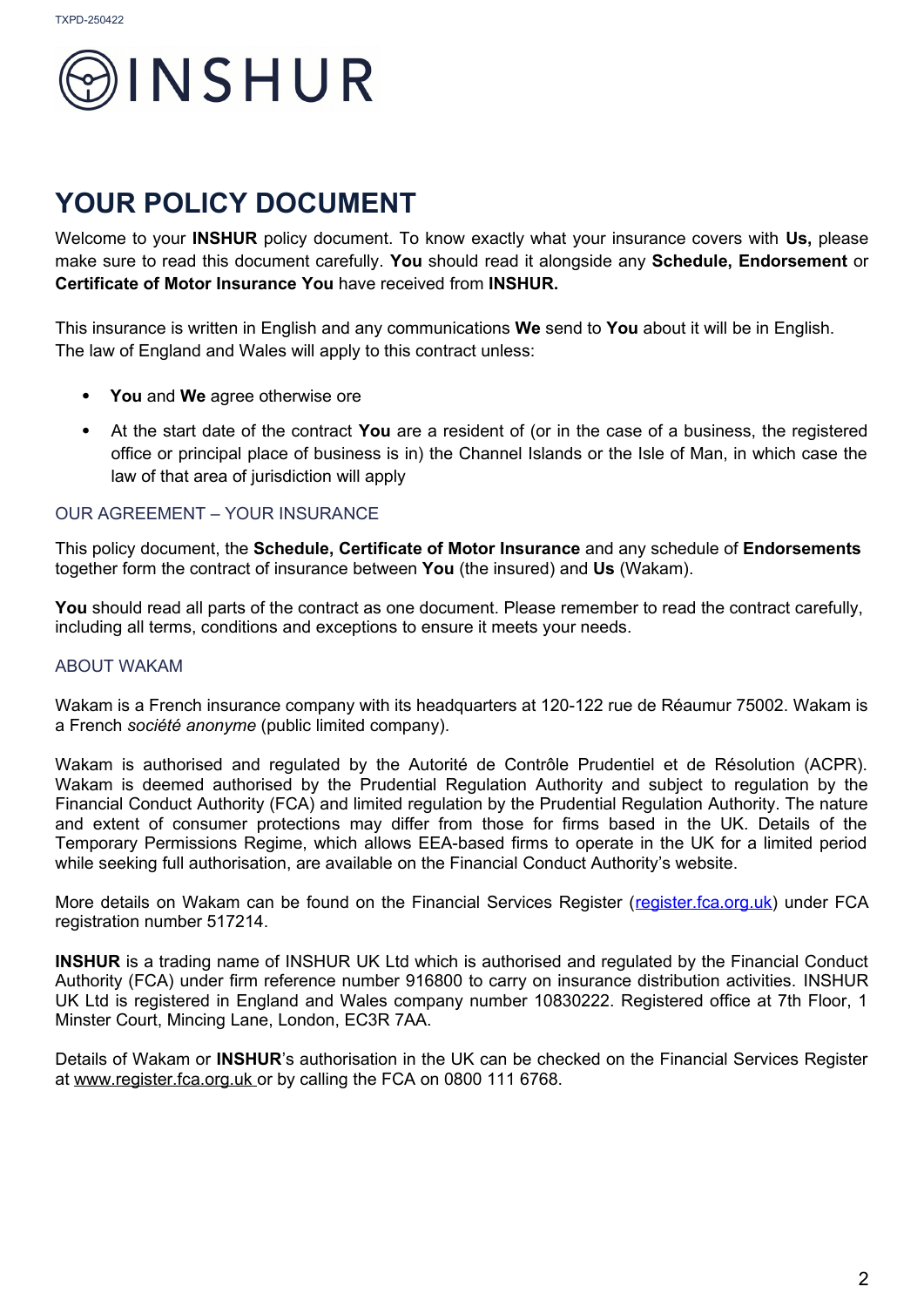# YOUR POLICY DOCUMENT

Welcome to your **INSHUR** policy document. To know exactly what your insurance covers with **Us,** please make sure to read this document carefully. **You** should read it alongside any **Schedule, Endorsement** or **Certificate of Motor Insurance You** have received from **INSHUR.**

This insurance is written in English and any communications **We** send to **You** about it will be in English. The law of England and Wales will apply to this contract unless:

- **You** and **We** agree otherwise ore
- At the start date of the contract **You** are a resident of (or in the case of a business, the registered office or principal place of business is in) the Channel Islands or the Isle of Man, in which case the law of that area of jurisdiction will apply

## OUR AGREEMENT – YOUR INSURANCE

This policy document, the **Schedule, Certificate of Motor Insurance** and any schedule of **Endorsements** together form the contract of insurance between **You** (the insured) and **Us** (Wakam).

**You** should read all parts of the contract as one document. Please remember to read the contract carefully, including all terms, conditions and exceptions to ensure it meets your needs.

## ABOUT WAKAM

Wakam is a French insurance company with its headquarters at 120-122 rue de Réaumur 75002. Wakam is a French *société anonyme* (public limited company).

Wakam is authorised and regulated by the Autorité de Contrôle Prudentiel et de Résolution (ACPR). Wakam is deemed authorised by the Prudential Regulation Authority and subject to regulation by the Financial Conduct Authority (FCA) and limited regulation by the Prudential Regulation Authority. The nature and extent of consumer protections may differ from those for firms based in the UK. Details of the Temporary Permissions Regime, which allows EEA-based firms to operate in the UK for a limited period while seeking full authorisation, are available on the Financial Conduct Authority's website.

More details on Wakam can be found on the Financial Services Register (register.fca.org.uk) under FCA registration number 517214.

**INSHUR** is a trading name of INSHUR UK Ltd which is authorised and regulated by the Financial Conduct Authority (FCA) under firm reference number 916800 to carry on insurance distribution activities. INSHUR UK Ltd is registered in England and Wales company number 10830222. Registered office at 7th Floor, 1 Minster Court, Mincing Lane, London, EC3R 7AA.

Details of Wakam or **INSHUR**'s authorisation in the UK can be checked on the Financial Services Register at www.register.fca.org.uk or by calling the FCA on 0800 111 6768.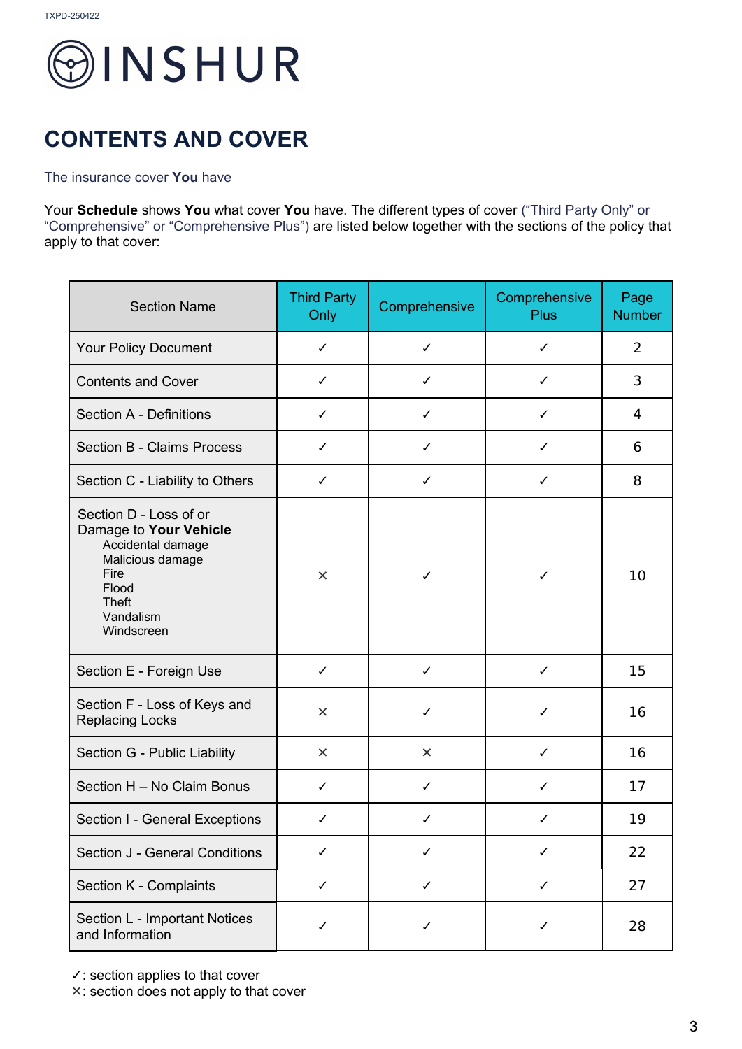TXPD-250422

INSHUR

# CONTENTS AND COVER

The insurance cover **You** have

Your **Schedule** shows **You** what cover **You** have. The different types of cover ("Third Party Only" or "Comprehensive" or "Comprehensive Plus") are listed below together with the sections of the policy that apply to that cover:

| Section Name | Third Party Only | Comprehensive | Comprehensive Plus | Page Number |
|---|---|---|---|---|
| Your Policy Document | ✓ | ✓ | ✓ | 2 |
| Contents and Cover | ✓ | ✓ | ✓ | 3 |
| Section A - Definitions | ✓ | ✓ | ✓ | 4 |
| Section B - Claims Process | ✓ | ✓ | ✓ | 6 |
| Section C - Liability to Others | ✓ | ✓ | ✓ | 8 |
| Section D - Loss of or Damage to **Your Vehicle**<br>Accidental damage<br>Malicious damage<br>Fire<br>Flood<br>Theft<br>Vandalism<br>Windscreen | × | ✓ | ✓ | 10 |
| Section E - Foreign Use | ✓ | ✓ | ✓ | 15 |
| Section F - Loss of Keys and Replacing Locks | × | ✓ | ✓ | 16 |
| Section G - Public Liability | × | × | ✓ | 16 |
| Section H – No Claim Bonus | ✓ | ✓ | ✓ | 17 |
| Section I - General Exceptions | ✓ | ✓ | ✓ | 19 |
| Section J - General Conditions | ✓ | ✓ | ✓ | 22 |
| Section K - Complaints | ✓ | ✓ | ✓ | 27 |
| Section L - Important Notices and Information | ✓ | ✓ | ✓ | 28 |

✓: section applies to that cover
×: section does not apply to that cover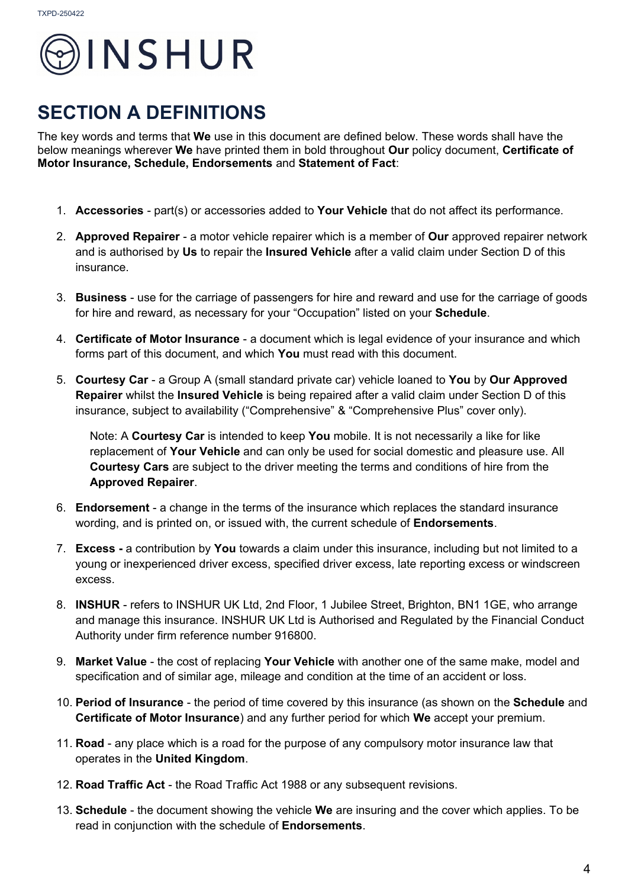# SECTION A DEFINITIONS

The key words and terms that **We** use in this document are defined below. These words shall have the below meanings wherever **We** have printed them in bold throughout **Our** policy document, **Certificate of Motor Insurance, Schedule, Endorsements** and **Statement of Fact**:

1. **Accessories** - part(s) or accessories added to **Your Vehicle** that do not affect its performance.
2. **Approved Repairer** - a motor vehicle repairer which is a member of **Our** approved repairer network and is authorised by **Us** to repair the **Insured Vehicle** after a valid claim under Section D of this insurance.
3. **Business** - use for the carriage of passengers for hire and reward and use for the carriage of goods for hire and reward, as necessary for your "Occupation" listed on your **Schedule**.
4. **Certificate of Motor Insurance** - a document which is legal evidence of your insurance and which forms part of this document, and which **You** must read with this document.
5. **Courtesy Car** - a Group A (small standard private car) vehicle loaned to **You** by **Our Approved Repairer** whilst the **Insured Vehicle** is being repaired after a valid claim under Section D of this insurance, subject to availability ("Comprehensive" & "Comprehensive Plus" cover only).

   Note: A **Courtesy Car** is intended to keep **You** mobile. It is not necessarily a like for like replacement of **Your Vehicle** and can only be used for social domestic and pleasure use. All **Courtesy Cars** are subject to the driver meeting the terms and conditions of hire from the **Approved Repairer**.

6. **Endorsement** - a change in the terms of the insurance which replaces the standard insurance wording, and is printed on, or issued with, the current schedule of **Endorsements**.
7. **Excess -** a contribution by **You** towards a claim under this insurance, including but not limited to a young or inexperienced driver excess, specified driver excess, late reporting excess or windscreen excess.
8. **INSHUR** - refers to INSHUR UK Ltd, 2nd Floor, 1 Jubilee Street, Brighton, BN1 1GE, who arrange and manage this insurance. INSHUR UK Ltd is Authorised and Regulated by the Financial Conduct Authority under firm reference number 916800.
9. **Market Value** - the cost of replacing **Your Vehicle** with another one of the same make, model and specification and of similar age, mileage and condition at the time of an accident or loss.
10. **Period of Insurance** - the period of time covered by this insurance (as shown on the **Schedule** and **Certificate of Motor Insurance**) and any further period for which **We** accept your premium.
11. **Road** - any place which is a road for the purpose of any compulsory motor insurance law that operates in the **United Kingdom**.
12. **Road Traffic Act** - the Road Traffic Act 1988 or any subsequent revisions.
13. **Schedule** - the document showing the vehicle **We** are insuring and the cover which applies. To be read in conjunction with the schedule of **Endorsements**.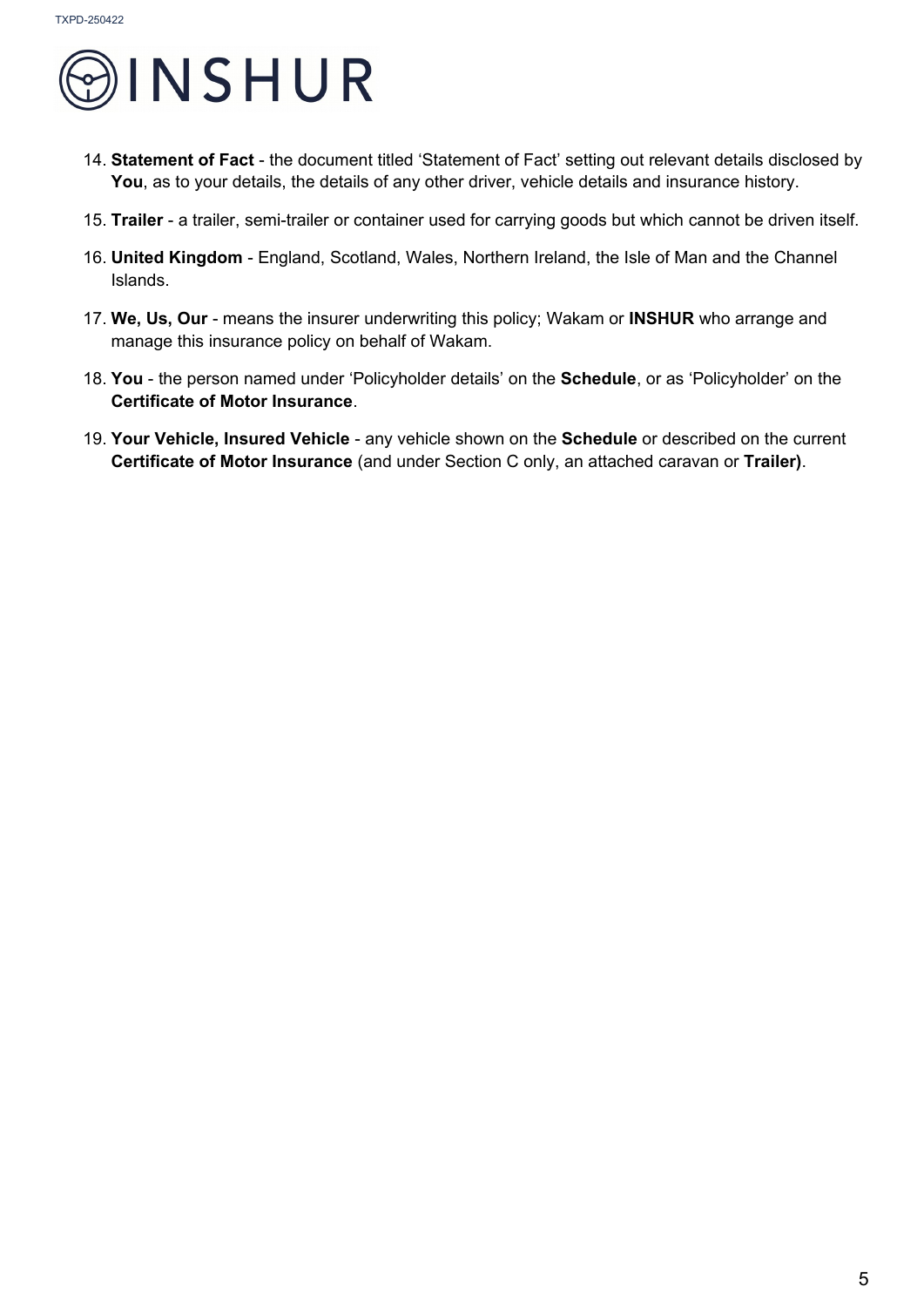14. **Statement of Fact** - the document titled 'Statement of Fact' setting out relevant details disclosed by **You**, as to your details, the details of any other driver, vehicle details and insurance history.

15. **Trailer** - a trailer, semi-trailer or container used for carrying goods but which cannot be driven itself.

16. **United Kingdom** - England, Scotland, Wales, Northern Ireland, the Isle of Man and the Channel Islands.

17. **We, Us, Our** - means the insurer underwriting this policy; Wakam or **INSHUR** who arrange and manage this insurance policy on behalf of Wakam.

18. **You** - the person named under 'Policyholder details' on the **Schedule**, or as 'Policyholder' on the **Certificate of Motor Insurance**.

19. **Your Vehicle, Insured Vehicle** - any vehicle shown on the **Schedule** or described on the current **Certificate of Motor Insurance** (and under Section C only, an attached caravan or **Trailer)**.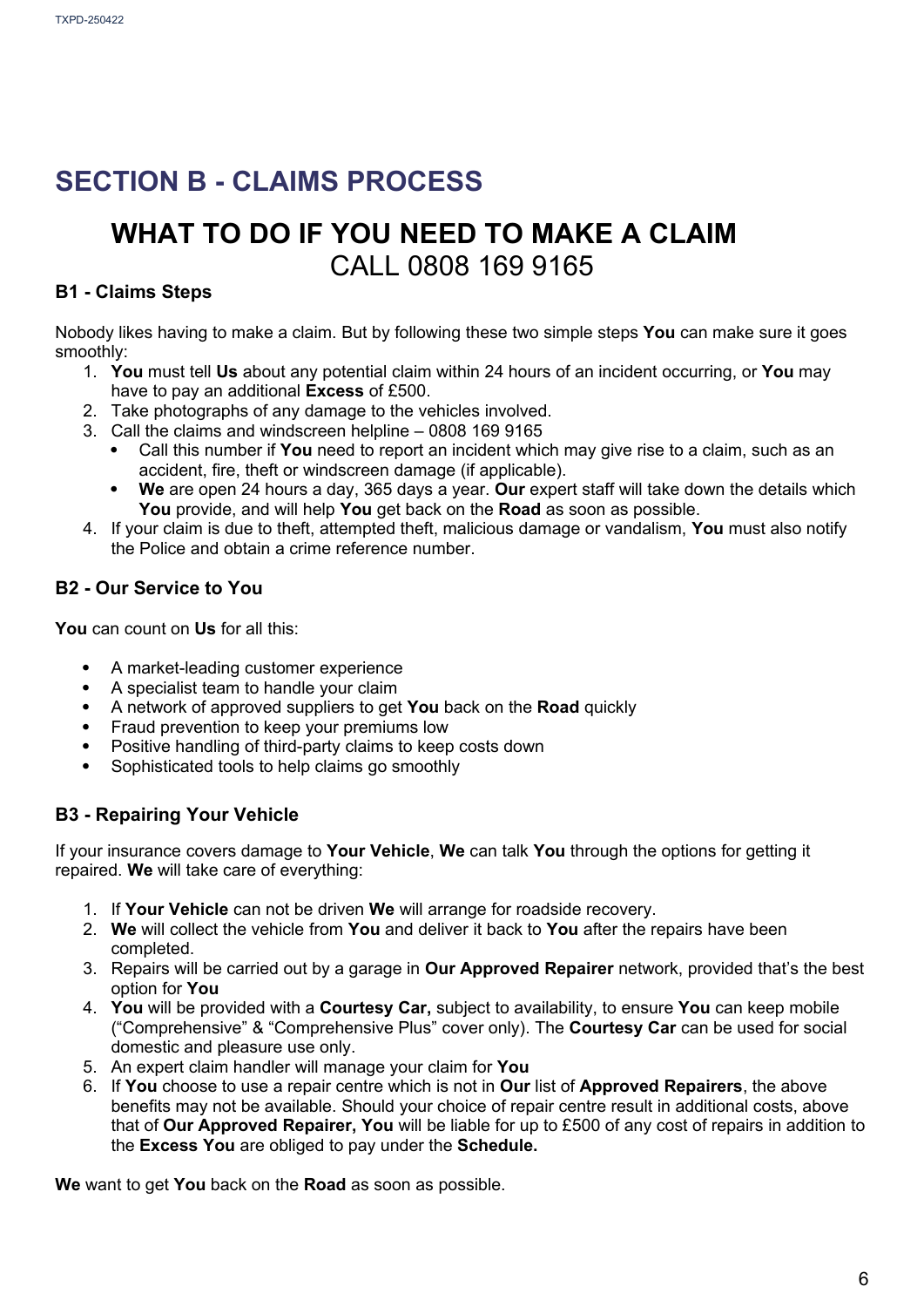# SECTION B - CLAIMS PROCESS

## WHAT TO DO IF YOU NEED TO MAKE A CLAIM

CALL 0808 169 9165

### B1 - Claims Steps

Nobody likes having to make a claim. But by following these two simple steps **You** can make sure it goes smoothly:

1. **You** must tell **Us** about any potential claim within 24 hours of an incident occurring, or **You** may have to pay an additional **Excess** of £500.
2. Take photographs of any damage to the vehicles involved.
3. Call the claims and windscreen helpline – 0808 169 9165
   - Call this number if **You** need to report an incident which may give rise to a claim, such as an accident, fire, theft or windscreen damage (if applicable).
   - **We** are open 24 hours a day, 365 days a year. **Our** expert staff will take down the details which **You** provide, and will help **You** get back on the **Road** as soon as possible.
4. If your claim is due to theft, attempted theft, malicious damage or vandalism, **You** must also notify the Police and obtain a crime reference number.

### B2 - Our Service to You

**You** can count on **Us** for all this:

- A market-leading customer experience
- A specialist team to handle your claim
- A network of approved suppliers to get **You** back on the **Road** quickly
- Fraud prevention to keep your premiums low
- Positive handling of third-party claims to keep costs down
- Sophisticated tools to help claims go smoothly

### B3 - Repairing Your Vehicle

If your insurance covers damage to **Your Vehicle**, **We** can talk **You** through the options for getting it repaired. **We** will take care of everything:

1. If **Your Vehicle** can not be driven **We** will arrange for roadside recovery.
2. **We** will collect the vehicle from **You** and deliver it back to **You** after the repairs have been completed.
3. Repairs will be carried out by a garage in **Our Approved Repairer** network, provided that's the best option for **You**
4. **You** will be provided with a **Courtesy Car,** subject to availability, to ensure **You** can keep mobile ("Comprehensive" & "Comprehensive Plus" cover only). The **Courtesy Car** can be used for social domestic and pleasure use only.
5. An expert claim handler will manage your claim for **You**
6. If **You** choose to use a repair centre which is not in **Our** list of **Approved Repairers**, the above benefits may not be available. Should your choice of repair centre result in additional costs, above that of **Our Approved Repairer, You** will be liable for up to £500 of any cost of repairs in addition to the **Excess You** are obliged to pay under the **Schedule.**

**We** want to get **You** back on the **Road** as soon as possible.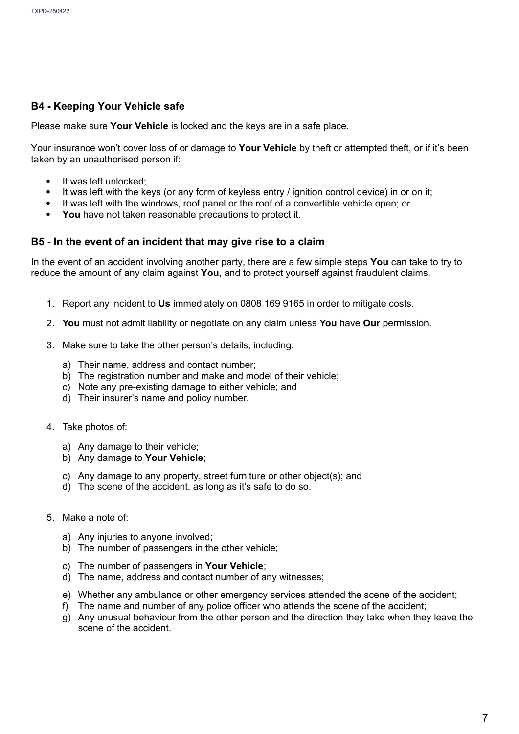## B4 - Keeping Your Vehicle safe

Please make sure **Your Vehicle** is locked and the keys are in a safe place.

Your insurance won't cover loss of or damage to **Your Vehicle** by theft or attempted theft, or if it's been taken by an unauthorised person if:

- It was left unlocked;
- It was left with the keys (or any form of keyless entry / ignition control device) in or on it;
- It was left with the windows, roof panel or the roof of a convertible vehicle open; or
- **You** have not taken reasonable precautions to protect it.

## B5 - In the event of an incident that may give rise to a claim

In the event of an accident involving another party, there are a few simple steps **You** can take to try to reduce the amount of any claim against **You,** and to protect yourself against fraudulent claims.

1. Report any incident to **Us** immediately on 0808 169 9165 in order to mitigate costs.
2. **You** must not admit liability or negotiate on any claim unless **You** have **Our** permission.
3. Make sure to take the other person's details, including:
   a) Their name, address and contact number;
   b) The registration number and make and model of their vehicle;
   c) Note any pre-existing damage to either vehicle; and
   d) Their insurer's name and policy number.
4. Take photos of:
   a) Any damage to their vehicle;
   b) Any damage to **Your Vehicle**;
   c) Any damage to any property, street furniture or other object(s); and
   d) The scene of the accident, as long as it's safe to do so.
5. Make a note of:
   a) Any injuries to anyone involved;
   b) The number of passengers in the other vehicle;
   c) The number of passengers in **Your Vehicle**;
   d) The name, address and contact number of any witnesses;
   e) Whether any ambulance or other emergency services attended the scene of the accident;
   f) The name and number of any police officer who attends the scene of the accident;
   g) Any unusual behaviour from the other person and the direction they take when they leave the scene of the accident.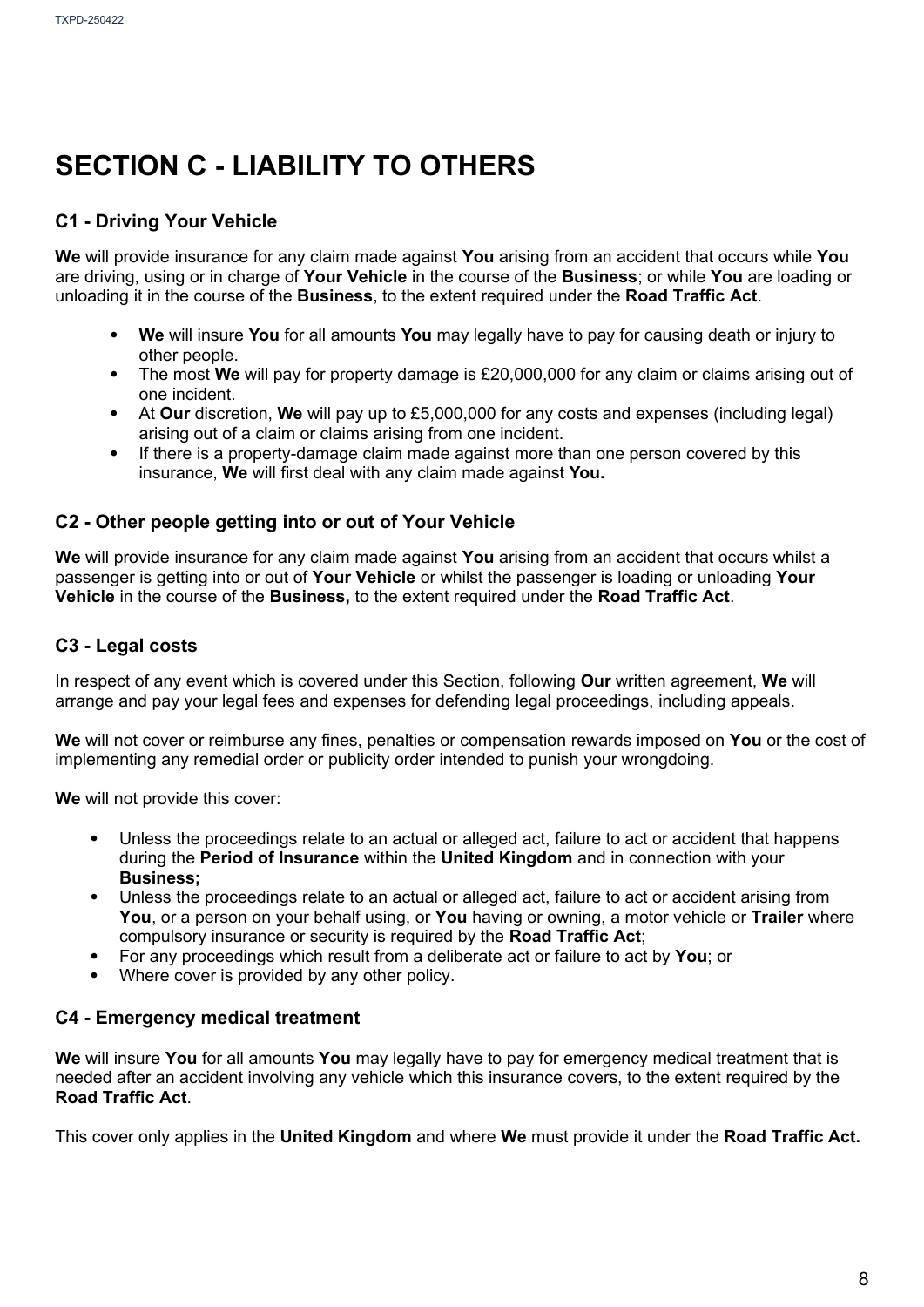# SECTION C - LIABILITY TO OTHERS

### C1 - Driving Your Vehicle

**We** will provide insurance for any claim made against **You** arising from an accident that occurs while **You** are driving, using or in charge of **Your Vehicle** in the course of the **Business**; or while **You** are loading or unloading it in the course of the **Business**, to the extent required under the **Road Traffic Act**.

- **We** will insure **You** for all amounts **You** may legally have to pay for causing death or injury to other people.
- The most **We** will pay for property damage is £20,000,000 for any claim or claims arising out of one incident.
- At **Our** discretion, **We** will pay up to £5,000,000 for any costs and expenses (including legal) arising out of a claim or claims arising from one incident.
- If there is a property-damage claim made against more than one person covered by this insurance, **We** will first deal with any claim made against **You.**

### C2 - Other people getting into or out of Your Vehicle

**We** will provide insurance for any claim made against **You** arising from an accident that occurs whilst a passenger is getting into or out of **Your Vehicle** or whilst the passenger is loading or unloading **Your Vehicle** in the course of the **Business,** to the extent required under the **Road Traffic Act**.

### C3 - Legal costs

In respect of any event which is covered under this Section, following **Our** written agreement, **We** will arrange and pay your legal fees and expenses for defending legal proceedings, including appeals.

**We** will not cover or reimburse any fines, penalties or compensation rewards imposed on **You** or the cost of implementing any remedial order or publicity order intended to punish your wrongdoing.

**We** will not provide this cover:

- Unless the proceedings relate to an actual or alleged act, failure to act or accident that happens during the **Period of Insurance** within the **United Kingdom** and in connection with your **Business;**
- Unless the proceedings relate to an actual or alleged act, failure to act or accident arising from **You**, or a person on your behalf using, or **You** having or owning, a motor vehicle or **Trailer** where compulsory insurance or security is required by the **Road Traffic Act**;
- For any proceedings which result from a deliberate act or failure to act by **You**; or
- Where cover is provided by any other policy.

### C4 - Emergency medical treatment

**We** will insure **You** for all amounts **You** may legally have to pay for emergency medical treatment that is needed after an accident involving any vehicle which this insurance covers, to the extent required by the **Road Traffic Act**.

This cover only applies in the **United Kingdom** and where **We** must provide it under the **Road Traffic Act.**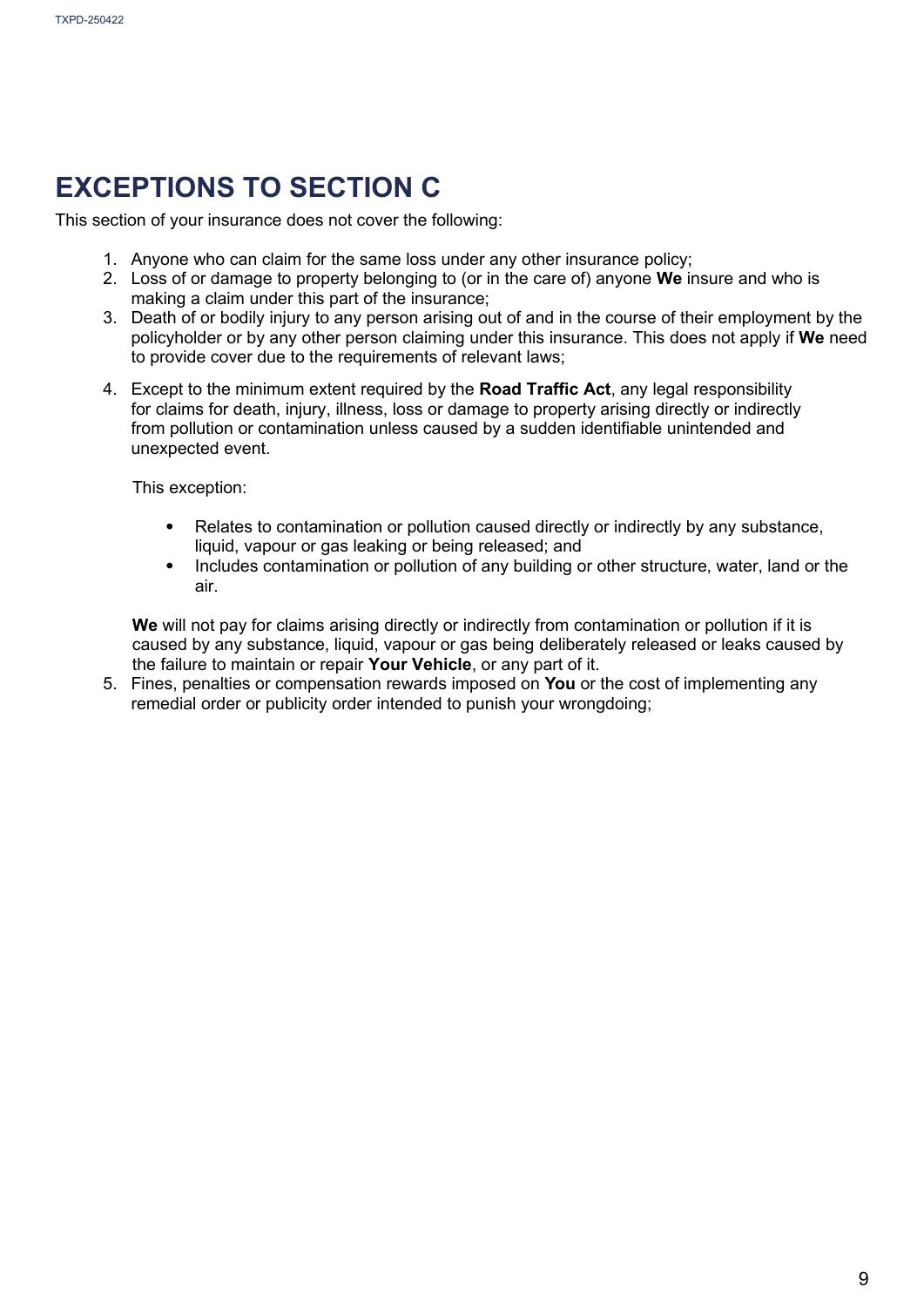# EXCEPTIONS TO SECTION C

This section of your insurance does not cover the following:

1. Anyone who can claim for the same loss under any other insurance policy;
2. Loss of or damage to property belonging to (or in the care of) anyone **We** insure and who is making a claim under this part of the insurance;
3. Death of or bodily injury to any person arising out of and in the course of their employment by the policyholder or by any other person claiming under this insurance. This does not apply if **We** need to provide cover due to the requirements of relevant laws;
4. Except to the minimum extent required by the **Road Traffic Act**, any legal responsibility for claims for death, injury, illness, loss or damage to property arising directly or indirectly from pollution or contamination unless caused by a sudden identifiable unintended and unexpected event.

   This exception:

   - Relates to contamination or pollution caused directly or indirectly by any substance, liquid, vapour or gas leaking or being released; and
   - Includes contamination or pollution of any building or other structure, water, land or the air.

   **We** will not pay for claims arising directly or indirectly from contamination or pollution if it is caused by any substance, liquid, vapour or gas being deliberately released or leaks caused by the failure to maintain or repair **Your Vehicle**, or any part of it.
5. Fines, penalties or compensation rewards imposed on **You** or the cost of implementing any remedial order or publicity order intended to punish your wrongdoing;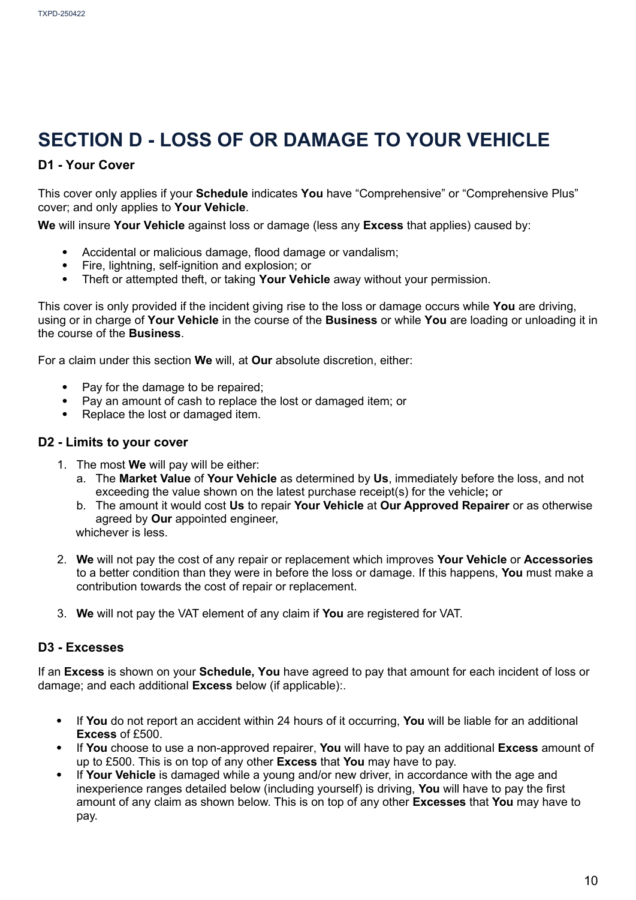# SECTION D - LOSS OF OR DAMAGE TO YOUR VEHICLE

### D1 - Your Cover

This cover only applies if your **Schedule** indicates **You** have "Comprehensive" or "Comprehensive Plus" cover; and only applies to **Your Vehicle**.

**We** will insure **Your Vehicle** against loss or damage (less any **Excess** that applies) caused by:

- Accidental or malicious damage, flood damage or vandalism;
- Fire, lightning, self-ignition and explosion; or
- Theft or attempted theft, or taking **Your Vehicle** away without your permission.

This cover is only provided if the incident giving rise to the loss or damage occurs while **You** are driving, using or in charge of **Your Vehicle** in the course of the **Business** or while **You** are loading or unloading it in the course of the **Business**.

For a claim under this section **We** will, at **Our** absolute discretion, either:

- Pay for the damage to be repaired;
- Pay an amount of cash to replace the lost or damaged item; or
- Replace the lost or damaged item.

### D2 - Limits to your cover

1. The most **We** will pay will be either:
   a. The **Market Value** of **Your Vehicle** as determined by **Us**, immediately before the loss, and not exceeding the value shown on the latest purchase receipt(s) for the vehicle**;** or
   b. The amount it would cost **Us** to repair **Your Vehicle** at **Our Approved Repairer** or as otherwise agreed by **Our** appointed engineer,

   whichever is less.

2. **We** will not pay the cost of any repair or replacement which improves **Your Vehicle** or **Accessories** to a better condition than they were in before the loss or damage. If this happens, **You** must make a contribution towards the cost of repair or replacement.

3. **We** will not pay the VAT element of any claim if **You** are registered for VAT.

### D3 - Excesses

If an **Excess** is shown on your **Schedule, You** have agreed to pay that amount for each incident of loss or damage; and each additional **Excess** below (if applicable):.

- If **You** do not report an accident within 24 hours of it occurring, **You** will be liable for an additional **Excess** of £500.
- If **You** choose to use a non-approved repairer, **You** will have to pay an additional **Excess** amount of up to £500. This is on top of any other **Excess** that **You** may have to pay.
- If **Your Vehicle** is damaged while a young and/or new driver, in accordance with the age and inexperience ranges detailed below (including yourself) is driving, **You** will have to pay the first amount of any claim as shown below. This is on top of any other **Excesses** that **You** may have to pay.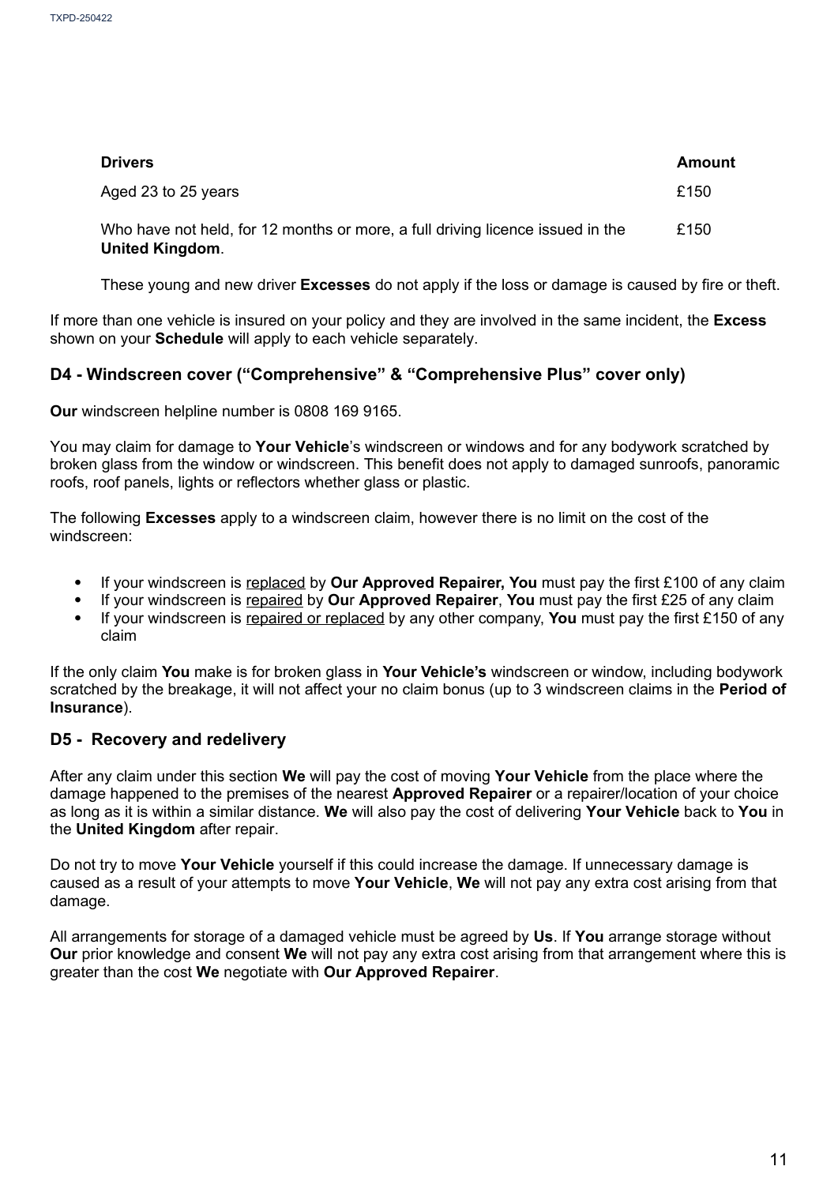| **Drivers** | **Amount** |
| --- | --- |
| Aged 23 to 25 years | £150 |
| Who have not held, for 12 months or more, a full driving licence issued in the **United Kingdom**. | £150 |

These young and new driver **Excesses** do not apply if the loss or damage is caused by fire or theft.

If more than one vehicle is insured on your policy and they are involved in the same incident, the **Excess** shown on your **Schedule** will apply to each vehicle separately.

## D4 - Windscreen cover ("Comprehensive" & "Comprehensive Plus" cover only)

**Our** windscreen helpline number is 0808 169 9165.

You may claim for damage to **Your Vehicle**'s windscreen or windows and for any bodywork scratched by broken glass from the window or windscreen. This benefit does not apply to damaged sunroofs, panoramic roofs, roof panels, lights or reflectors whether glass or plastic.

The following **Excesses** apply to a windscreen claim, however there is no limit on the cost of the windscreen:

- If your windscreen is replaced by **Our Approved Repairer, You** must pay the first £100 of any claim
- If your windscreen is repaired by **Our Approved Repairer**, **You** must pay the first £25 of any claim
- If your windscreen is repaired or replaced by any other company, **You** must pay the first £150 of any claim

If the only claim **You** make is for broken glass in **Your Vehicle's** windscreen or window, including bodywork scratched by the breakage, it will not affect your no claim bonus (up to 3 windscreen claims in the **Period of Insurance**).

## D5 - Recovery and redelivery

After any claim under this section **We** will pay the cost of moving **Your Vehicle** from the place where the damage happened to the premises of the nearest **Approved Repairer** or a repairer/location of your choice as long as it is within a similar distance. **We** will also pay the cost of delivering **Your Vehicle** back to **You** in the **United Kingdom** after repair.

Do not try to move **Your Vehicle** yourself if this could increase the damage. If unnecessary damage is caused as a result of your attempts to move **Your Vehicle**, **We** will not pay any extra cost arising from that damage.

All arrangements for storage of a damaged vehicle must be agreed by **Us**. If **You** arrange storage without **Our** prior knowledge and consent **We** will not pay any extra cost arising from that arrangement where this is greater than the cost **We** negotiate with **Our Approved Repairer**.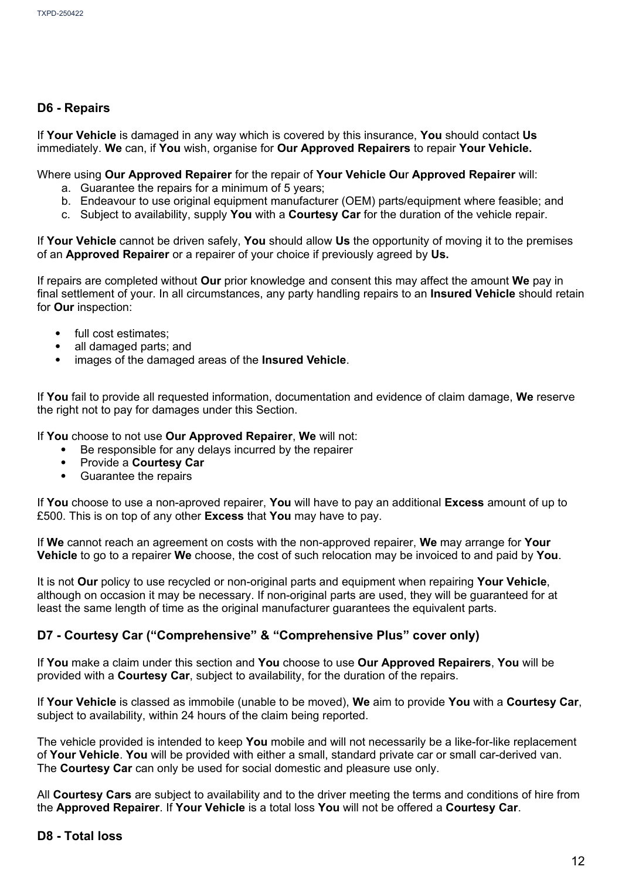## D6 - Repairs

If **Your Vehicle** is damaged in any way which is covered by this insurance, **You** should contact **Us** immediately. **We** can, if **You** wish, organise for **Our Approved Repairers** to repair **Your Vehicle.**

Where using **Our Approved Repairer** for the repair of **Your Vehicle Our Approved Repairer** will:

a. Guarantee the repairs for a minimum of 5 years;
b. Endeavour to use original equipment manufacturer (OEM) parts/equipment where feasible; and
c. Subject to availability, supply **You** with a **Courtesy Car** for the duration of the vehicle repair.

If **Your Vehicle** cannot be driven safely, **You** should allow **Us** the opportunity of moving it to the premises of an **Approved Repairer** or a repairer of your choice if previously agreed by **Us.**

If repairs are completed without **Our** prior knowledge and consent this may affect the amount **We** pay in final settlement of your. In all circumstances, any party handling repairs to an **Insured Vehicle** should retain for **Our** inspection:

- full cost estimates;
- all damaged parts; and
- images of the damaged areas of the **Insured Vehicle**.

If **You** fail to provide all requested information, documentation and evidence of claim damage, **We** reserve the right not to pay for damages under this Section.

If **You** choose to not use **Our Approved Repairer**, **We** will not:

- Be responsible for any delays incurred by the repairer
- Provide a **Courtesy Car**
- Guarantee the repairs

If **You** choose to use a non-aproved repairer, **You** will have to pay an additional **Excess** amount of up to £500. This is on top of any other **Excess** that **You** may have to pay.

If **We** cannot reach an agreement on costs with the non-approved repairer, **We** may arrange for **Your Vehicle** to go to a repairer **We** choose, the cost of such relocation may be invoiced to and paid by **You**.

It is not **Our** policy to use recycled or non-original parts and equipment when repairing **Your Vehicle**, although on occasion it may be necessary. If non-original parts are used, they will be guaranteed for at least the same length of time as the original manufacturer guarantees the equivalent parts.

## D7 - Courtesy Car ("Comprehensive" & "Comprehensive Plus" cover only)

If **You** make a claim under this section and **You** choose to use **Our Approved Repairers**, **You** will be provided with a **Courtesy Car**, subject to availability, for the duration of the repairs.

If **Your Vehicle** is classed as immobile (unable to be moved), **We** aim to provide **You** with a **Courtesy Car**, subject to availability, within 24 hours of the claim being reported.

The vehicle provided is intended to keep **You** mobile and will not necessarily be a like-for-like replacement of **Your Vehicle**. **You** will be provided with either a small, standard private car or small car-derived van. The **Courtesy Car** can only be used for social domestic and pleasure use only.

All **Courtesy Cars** are subject to availability and to the driver meeting the terms and conditions of hire from the **Approved Repairer**. If **Your Vehicle** is a total loss **You** will not be offered a **Courtesy Car**.

## D8 - Total loss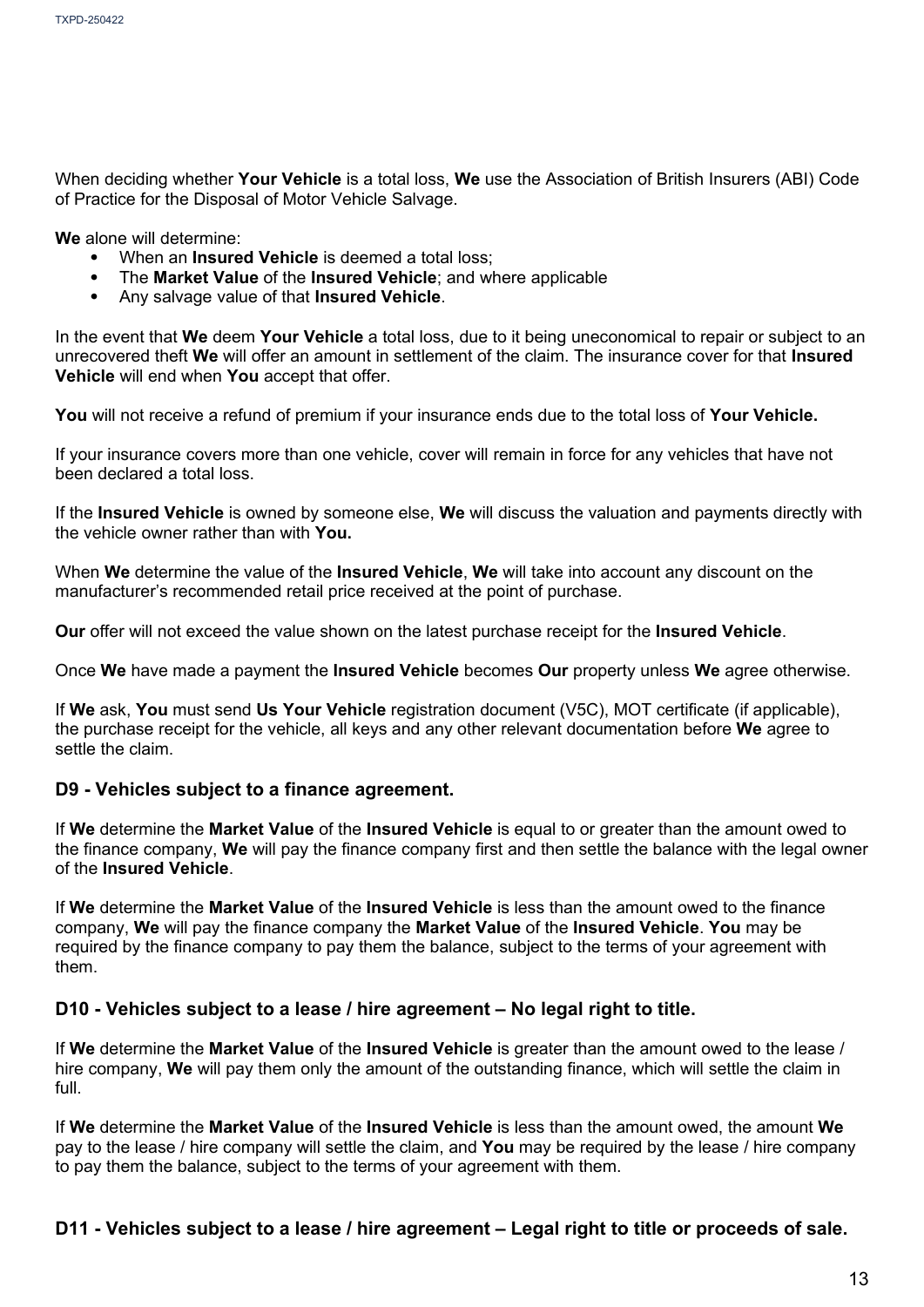When deciding whether **Your Vehicle** is a total loss, **We** use the Association of British Insurers (ABI) Code of Practice for the Disposal of Motor Vehicle Salvage.

**We** alone will determine:

- When an **Insured Vehicle** is deemed a total loss;
- The **Market Value** of the **Insured Vehicle**; and where applicable
- Any salvage value of that **Insured Vehicle**.

In the event that **We** deem **Your Vehicle** a total loss, due to it being uneconomical to repair or subject to an unrecovered theft **We** will offer an amount in settlement of the claim. The insurance cover for that **Insured Vehicle** will end when **You** accept that offer.

**You** will not receive a refund of premium if your insurance ends due to the total loss of **Your Vehicle.**

If your insurance covers more than one vehicle, cover will remain in force for any vehicles that have not been declared a total loss.

If the **Insured Vehicle** is owned by someone else, **We** will discuss the valuation and payments directly with the vehicle owner rather than with **You.**

When **We** determine the value of the **Insured Vehicle**, **We** will take into account any discount on the manufacturer's recommended retail price received at the point of purchase.

**Our** offer will not exceed the value shown on the latest purchase receipt for the **Insured Vehicle**.

Once **We** have made a payment the **Insured Vehicle** becomes **Our** property unless **We** agree otherwise.

If **We** ask, **You** must send **Us Your Vehicle** registration document (V5C), MOT certificate (if applicable), the purchase receipt for the vehicle, all keys and any other relevant documentation before **We** agree to settle the claim.

### D9 - Vehicles subject to a finance agreement.

If **We** determine the **Market Value** of the **Insured Vehicle** is equal to or greater than the amount owed to the finance company, **We** will pay the finance company first and then settle the balance with the legal owner of the **Insured Vehicle**.

If **We** determine the **Market Value** of the **Insured Vehicle** is less than the amount owed to the finance company, **We** will pay the finance company the **Market Value** of the **Insured Vehicle**. **You** may be required by the finance company to pay them the balance, subject to the terms of your agreement with them.

### D10 - Vehicles subject to a lease / hire agreement – No legal right to title.

If **We** determine the **Market Value** of the **Insured Vehicle** is greater than the amount owed to the lease / hire company, **We** will pay them only the amount of the outstanding finance, which will settle the claim in full.

If **We** determine the **Market Value** of the **Insured Vehicle** is less than the amount owed, the amount **We** pay to the lease / hire company will settle the claim, and **You** may be required by the lease / hire company to pay them the balance, subject to the terms of your agreement with them.

### D11 - Vehicles subject to a lease / hire agreement – Legal right to title or proceeds of sale.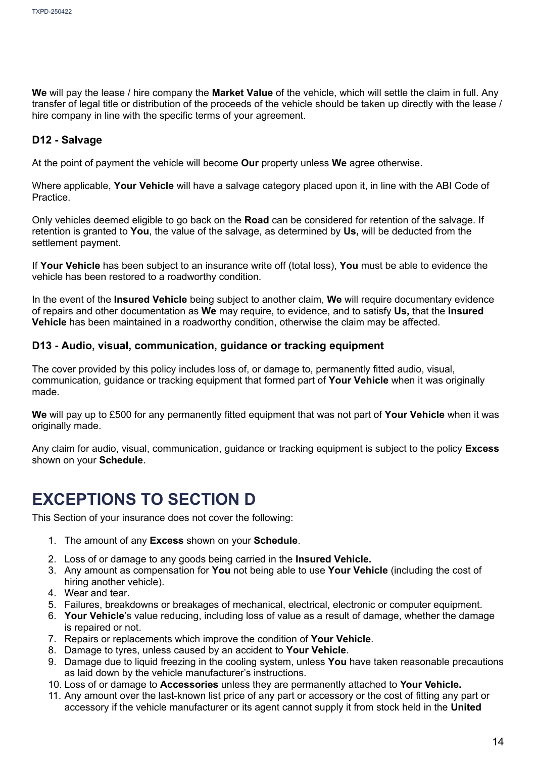**We** will pay the lease / hire company the **Market Value** of the vehicle, which will settle the claim in full. Any transfer of legal title or distribution of the proceeds of the vehicle should be taken up directly with the lease / hire company in line with the specific terms of your agreement.

### D12 - Salvage

At the point of payment the vehicle will become **Our** property unless **We** agree otherwise.

Where applicable, **Your Vehicle** will have a salvage category placed upon it, in line with the ABI Code of Practice.

Only vehicles deemed eligible to go back on the **Road** can be considered for retention of the salvage. If retention is granted to **You**, the value of the salvage, as determined by **Us,** will be deducted from the settlement payment.

If **Your Vehicle** has been subject to an insurance write off (total loss), **You** must be able to evidence the vehicle has been restored to a roadworthy condition.

In the event of the **Insured Vehicle** being subject to another claim, **We** will require documentary evidence of repairs and other documentation as **We** may require, to evidence, and to satisfy **Us,** that the **Insured Vehicle** has been maintained in a roadworthy condition, otherwise the claim may be affected.

### D13 - Audio, visual, communication, guidance or tracking equipment

The cover provided by this policy includes loss of, or damage to, permanently fitted audio, visual, communication, guidance or tracking equipment that formed part of **Your Vehicle** when it was originally made.

**We** will pay up to £500 for any permanently fitted equipment that was not part of **Your Vehicle** when it was originally made.

Any claim for audio, visual, communication, guidance or tracking equipment is subject to the policy **Excess** shown on your **Schedule**.

## EXCEPTIONS TO SECTION D

This Section of your insurance does not cover the following:

1. The amount of any **Excess** shown on your **Schedule**.
2. Loss of or damage to any goods being carried in the **Insured Vehicle.**
3. Any amount as compensation for **You** not being able to use **Your Vehicle** (including the cost of hiring another vehicle).
4. Wear and tear.
5. Failures, breakdowns or breakages of mechanical, electrical, electronic or computer equipment.
6. **Your Vehicle**'s value reducing, including loss of value as a result of damage, whether the damage is repaired or not.
7. Repairs or replacements which improve the condition of **Your Vehicle**.
8. Damage to tyres, unless caused by an accident to **Your Vehicle**.
9. Damage due to liquid freezing in the cooling system, unless **You** have taken reasonable precautions as laid down by the vehicle manufacturer's instructions.
10. Loss of or damage to **Accessories** unless they are permanently attached to **Your Vehicle.**
11. Any amount over the last-known list price of any part or accessory or the cost of fitting any part or accessory if the vehicle manufacturer or its agent cannot supply it from stock held in the **United**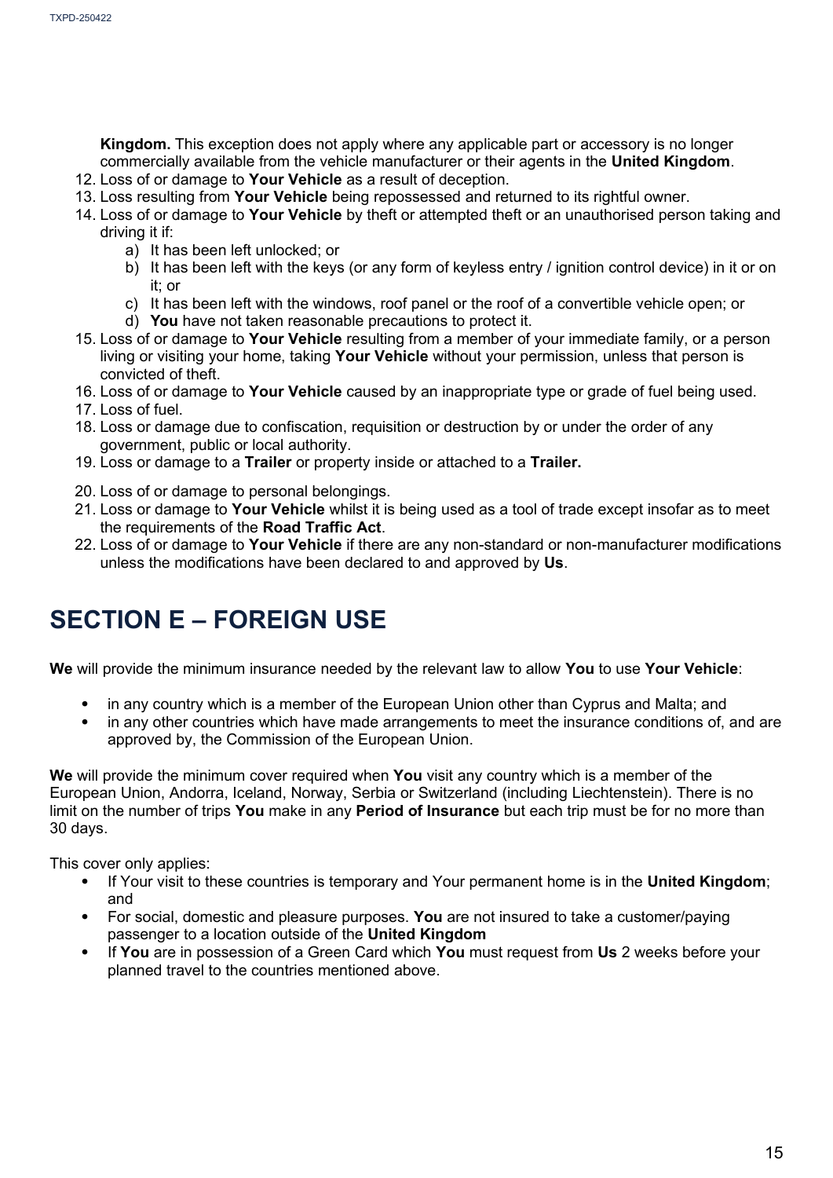**Kingdom.** This exception does not apply where any applicable part or accessory is no longer commercially available from the vehicle manufacturer or their agents in the **United Kingdom**.

12. Loss of or damage to **Your Vehicle** as a result of deception.
13. Loss resulting from **Your Vehicle** being repossessed and returned to its rightful owner.
14. Loss of or damage to **Your Vehicle** by theft or attempted theft or an unauthorised person taking and driving it if:
    a) It has been left unlocked; or
    b) It has been left with the keys (or any form of keyless entry / ignition control device) in it or on it; or
    c) It has been left with the windows, roof panel or the roof of a convertible vehicle open; or
    d) **You** have not taken reasonable precautions to protect it.
15. Loss of or damage to **Your Vehicle** resulting from a member of your immediate family, or a person living or visiting your home, taking **Your Vehicle** without your permission, unless that person is convicted of theft.
16. Loss of or damage to **Your Vehicle** caused by an inappropriate type or grade of fuel being used.
17. Loss of fuel.
18. Loss or damage due to confiscation, requisition or destruction by or under the order of any government, public or local authority.
19. Loss or damage to a **Trailer** or property inside or attached to a **Trailer.**
20. Loss of or damage to personal belongings.
21. Loss or damage to **Your Vehicle** whilst it is being used as a tool of trade except insofar as to meet the requirements of the **Road Traffic Act**.
22. Loss of or damage to **Your Vehicle** if there are any non-standard or non-manufacturer modifications unless the modifications have been declared to and approved by **Us**.

# SECTION E – FOREIGN USE

**We** will provide the minimum insurance needed by the relevant law to allow **You** to use **Your Vehicle**:

- in any country which is a member of the European Union other than Cyprus and Malta; and
- in any other countries which have made arrangements to meet the insurance conditions of, and are approved by, the Commission of the European Union.

**We** will provide the minimum cover required when **You** visit any country which is a member of the European Union, Andorra, Iceland, Norway, Serbia or Switzerland (including Liechtenstein). There is no limit on the number of trips **You** make in any **Period of Insurance** but each trip must be for no more than 30 days.

This cover only applies:

- If Your visit to these countries is temporary and Your permanent home is in the **United Kingdom**; and
- For social, domestic and pleasure purposes. **You** are not insured to take a customer/paying passenger to a location outside of the **United Kingdom**
- If **You** are in possession of a Green Card which **You** must request from **Us** 2 weeks before your planned travel to the countries mentioned above.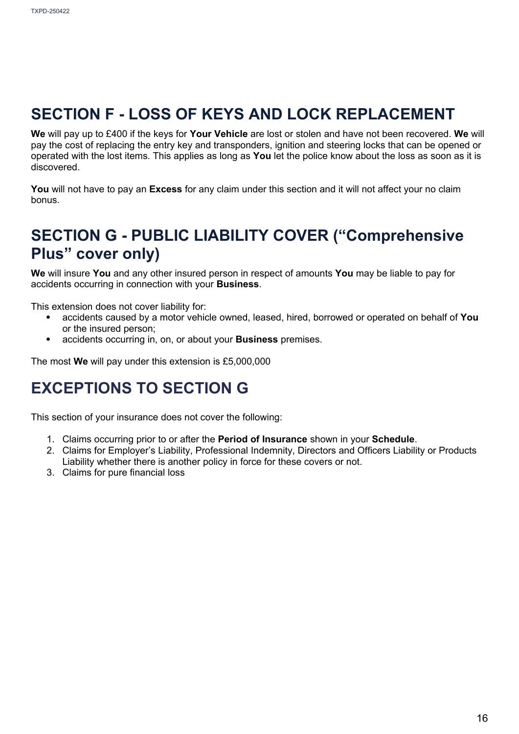## SECTION F - LOSS OF KEYS AND LOCK REPLACEMENT

**We** will pay up to £400 if the keys for **Your Vehicle** are lost or stolen and have not been recovered. **We** will pay the cost of replacing the entry key and transponders, ignition and steering locks that can be opened or operated with the lost items. This applies as long as **You** let the police know about the loss as soon as it is discovered.

**You** will not have to pay an **Excess** for any claim under this section and it will not affect your no claim bonus.

## SECTION G - PUBLIC LIABILITY COVER ("Comprehensive Plus" cover only)

**We** will insure **You** and any other insured person in respect of amounts **You** may be liable to pay for accidents occurring in connection with your **Business**.

This extension does not cover liability for:

- accidents caused by a motor vehicle owned, leased, hired, borrowed or operated on behalf of **You** or the insured person;
- accidents occurring in, on, or about your **Business** premises.

The most **We** will pay under this extension is £5,000,000

## EXCEPTIONS TO SECTION G

This section of your insurance does not cover the following:

1. Claims occurring prior to or after the **Period of Insurance** shown in your **Schedule**.
2. Claims for Employer's Liability, Professional Indemnity, Directors and Officers Liability or Products Liability whether there is another policy in force for these covers or not.
3. Claims for pure financial loss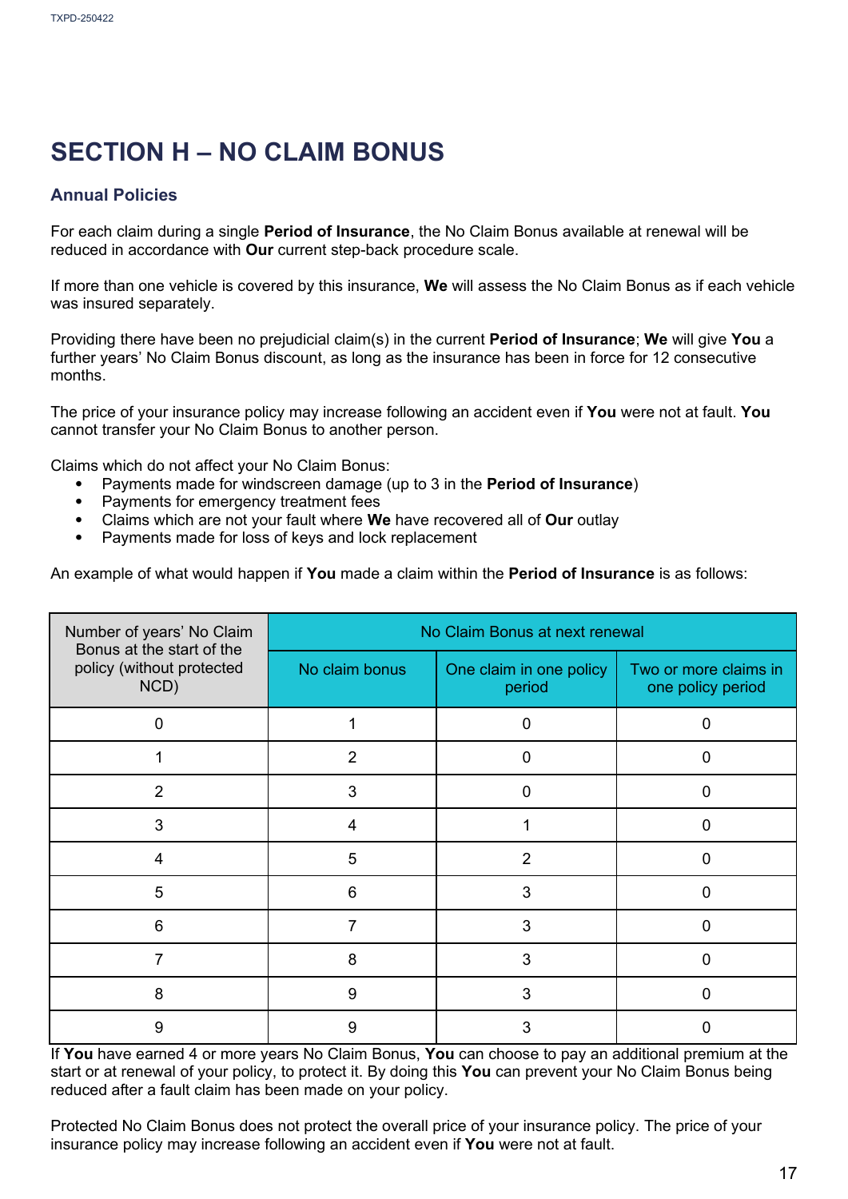# SECTION H – NO CLAIM BONUS

## Annual Policies

For each claim during a single **Period of Insurance**, the No Claim Bonus available at renewal will be reduced in accordance with **Our** current step-back procedure scale.

If more than one vehicle is covered by this insurance, **We** will assess the No Claim Bonus as if each vehicle was insured separately.

Providing there have been no prejudicial claim(s) in the current **Period of Insurance**; **We** will give **You** a further years' No Claim Bonus discount, as long as the insurance has been in force for 12 consecutive months.

The price of your insurance policy may increase following an accident even if **You** were not at fault. **You** cannot transfer your No Claim Bonus to another person.

Claims which do not affect your No Claim Bonus:

- Payments made for windscreen damage (up to 3 in the **Period of Insurance**)
- Payments for emergency treatment fees
- Claims which are not your fault where **We** have recovered all of **Our** outlay
- Payments made for loss of keys and lock replacement

An example of what would happen if **You** made a claim within the **Period of Insurance** is as follows:

| Number of years' No Claim Bonus at the start of the policy (without protected NCD) | No Claim Bonus at next renewal | | |
|---|---|---|---|
| | No claim bonus | One claim in one policy period | Two or more claims in one policy period |
| 0 | 1 | 0 | 0 |
| 1 | 2 | 0 | 0 |
| 2 | 3 | 0 | 0 |
| 3 | 4 | 1 | 0 |
| 4 | 5 | 2 | 0 |
| 5 | 6 | 3 | 0 |
| 6 | 7 | 3 | 0 |
| 7 | 8 | 3 | 0 |
| 8 | 9 | 3 | 0 |
| 9 | 9 | 3 | 0 |

If **You** have earned 4 or more years No Claim Bonus, **You** can choose to pay an additional premium at the start or at renewal of your policy, to protect it. By doing this **You** can prevent your No Claim Bonus being reduced after a fault claim has been made on your policy.

Protected No Claim Bonus does not protect the overall price of your insurance policy. The price of your insurance policy may increase following an accident even if **You** were not at fault.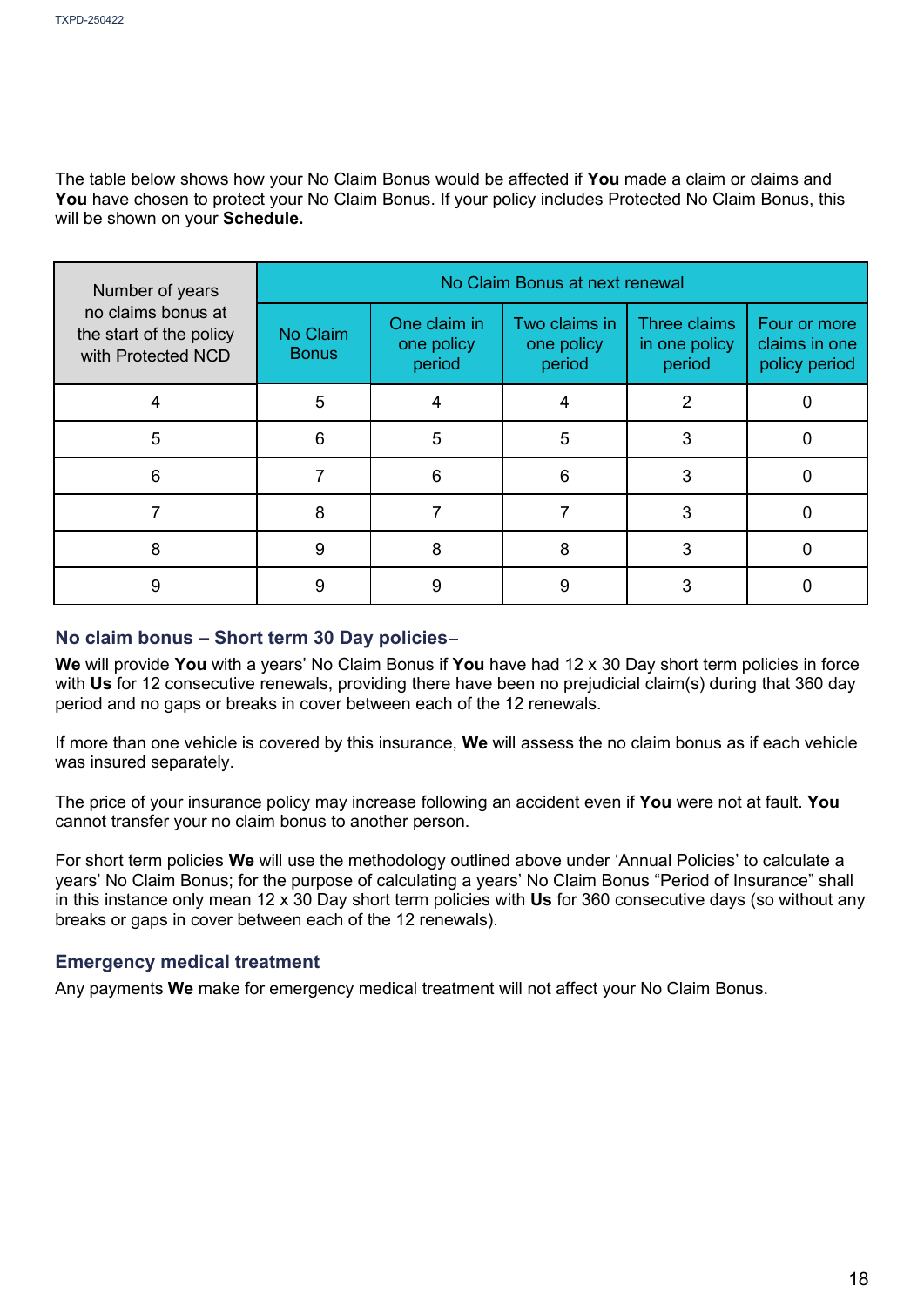The table below shows how your No Claim Bonus would be affected if **You** made a claim or claims and **You** have chosen to protect your No Claim Bonus. If your policy includes Protected No Claim Bonus, this will be shown on your **Schedule.**

| Number of years no claims bonus at the start of the policy with Protected NCD | No Claim Bonus at next renewal | | | | |
|---|---|---|---|---|---|
| | No Claim Bonus | One claim in one policy period | Two claims in one policy period | Three claims in one policy period | Four or more claims in one policy period |
| 4 | 5 | 4 | 4 | 2 | 0 |
| 5 | 6 | 5 | 5 | 3 | 0 |
| 6 | 7 | 6 | 6 | 3 | 0 |
| 7 | 8 | 7 | 7 | 3 | 0 |
| 8 | 9 | 8 | 8 | 3 | 0 |
| 9 | 9 | 9 | 9 | 3 | 0 |

### No claim bonus – Short term 30 Day policies–

**We** will provide **You** with a years' No Claim Bonus if **You** have had 12 x 30 Day short term policies in force with **Us** for 12 consecutive renewals, providing there have been no prejudicial claim(s) during that 360 day period and no gaps or breaks in cover between each of the 12 renewals.

If more than one vehicle is covered by this insurance, **We** will assess the no claim bonus as if each vehicle was insured separately.

The price of your insurance policy may increase following an accident even if **You** were not at fault. **You** cannot transfer your no claim bonus to another person.

For short term policies **We** will use the methodology outlined above under 'Annual Policies' to calculate a years' No Claim Bonus; for the purpose of calculating a years' No Claim Bonus "Period of Insurance" shall in this instance only mean 12 x 30 Day short term policies with **Us** for 360 consecutive days (so without any breaks or gaps in cover between each of the 12 renewals).

### Emergency medical treatment

Any payments **We** make for emergency medical treatment will not affect your No Claim Bonus.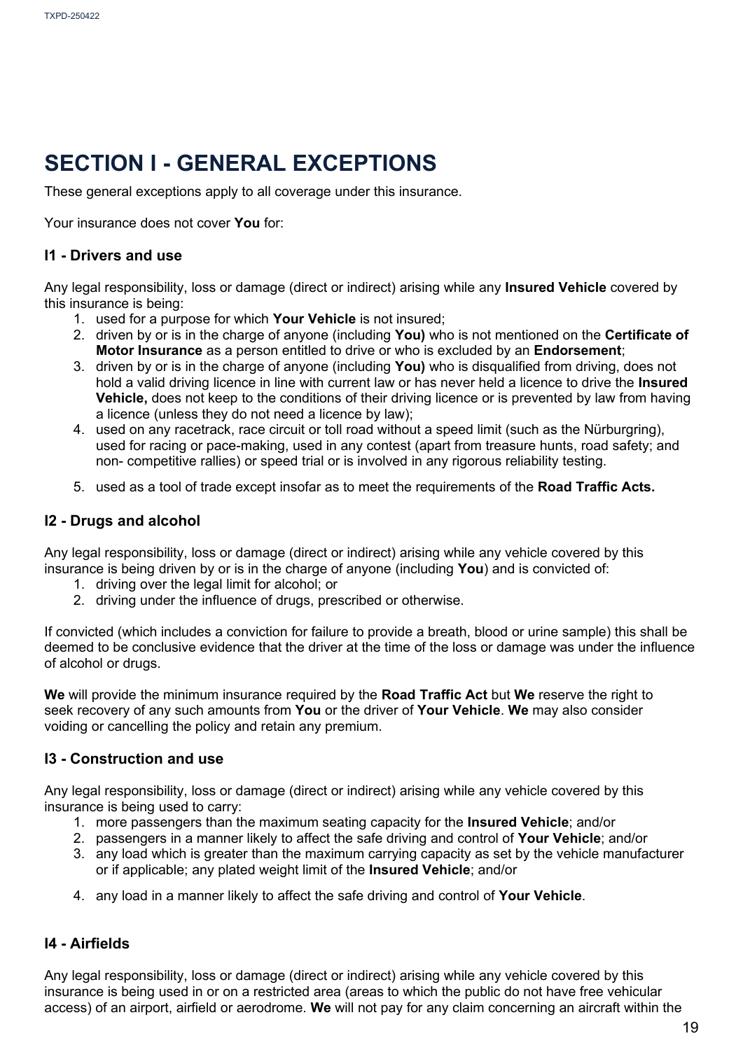# SECTION I - GENERAL EXCEPTIONS

These general exceptions apply to all coverage under this insurance.

Your insurance does not cover **You** for:

### I1 - Drivers and use

Any legal responsibility, loss or damage (direct or indirect) arising while any **Insured Vehicle** covered by this insurance is being:

1. used for a purpose for which **Your Vehicle** is not insured;
2. driven by or is in the charge of anyone (including **You)** who is not mentioned on the **Certificate of Motor Insurance** as a person entitled to drive or who is excluded by an **Endorsement**;
3. driven by or is in the charge of anyone (including **You)** who is disqualified from driving, does not hold a valid driving licence in line with current law or has never held a licence to drive the **Insured Vehicle,** does not keep to the conditions of their driving licence or is prevented by law from having a licence (unless they do not need a licence by law);
4. used on any racetrack, race circuit or toll road without a speed limit (such as the Nürburgring), used for racing or pace-making, used in any contest (apart from treasure hunts, road safety; and non- competitive rallies) or speed trial or is involved in any rigorous reliability testing.
5. used as a tool of trade except insofar as to meet the requirements of the **Road Traffic Acts.**

### I2 - Drugs and alcohol

Any legal responsibility, loss or damage (direct or indirect) arising while any vehicle covered by this insurance is being driven by or is in the charge of anyone (including **You**) and is convicted of:

1. driving over the legal limit for alcohol; or
2. driving under the influence of drugs, prescribed or otherwise.

If convicted (which includes a conviction for failure to provide a breath, blood or urine sample) this shall be deemed to be conclusive evidence that the driver at the time of the loss or damage was under the influence of alcohol or drugs.

**We** will provide the minimum insurance required by the **Road Traffic Act** but **We** reserve the right to seek recovery of any such amounts from **You** or the driver of **Your Vehicle**. **We** may also consider voiding or cancelling the policy and retain any premium.

### I3 - Construction and use

Any legal responsibility, loss or damage (direct or indirect) arising while any vehicle covered by this insurance is being used to carry:

1. more passengers than the maximum seating capacity for the **Insured Vehicle**; and/or
2. passengers in a manner likely to affect the safe driving and control of **Your Vehicle**; and/or
3. any load which is greater than the maximum carrying capacity as set by the vehicle manufacturer or if applicable; any plated weight limit of the **Insured Vehicle**; and/or
4. any load in a manner likely to affect the safe driving and control of **Your Vehicle**.

### I4 - Airfields

Any legal responsibility, loss or damage (direct or indirect) arising while any vehicle covered by this insurance is being used in or on a restricted area (areas to which the public do not have free vehicular access) of an airport, airfield or aerodrome. **We** will not pay for any claim concerning an aircraft within the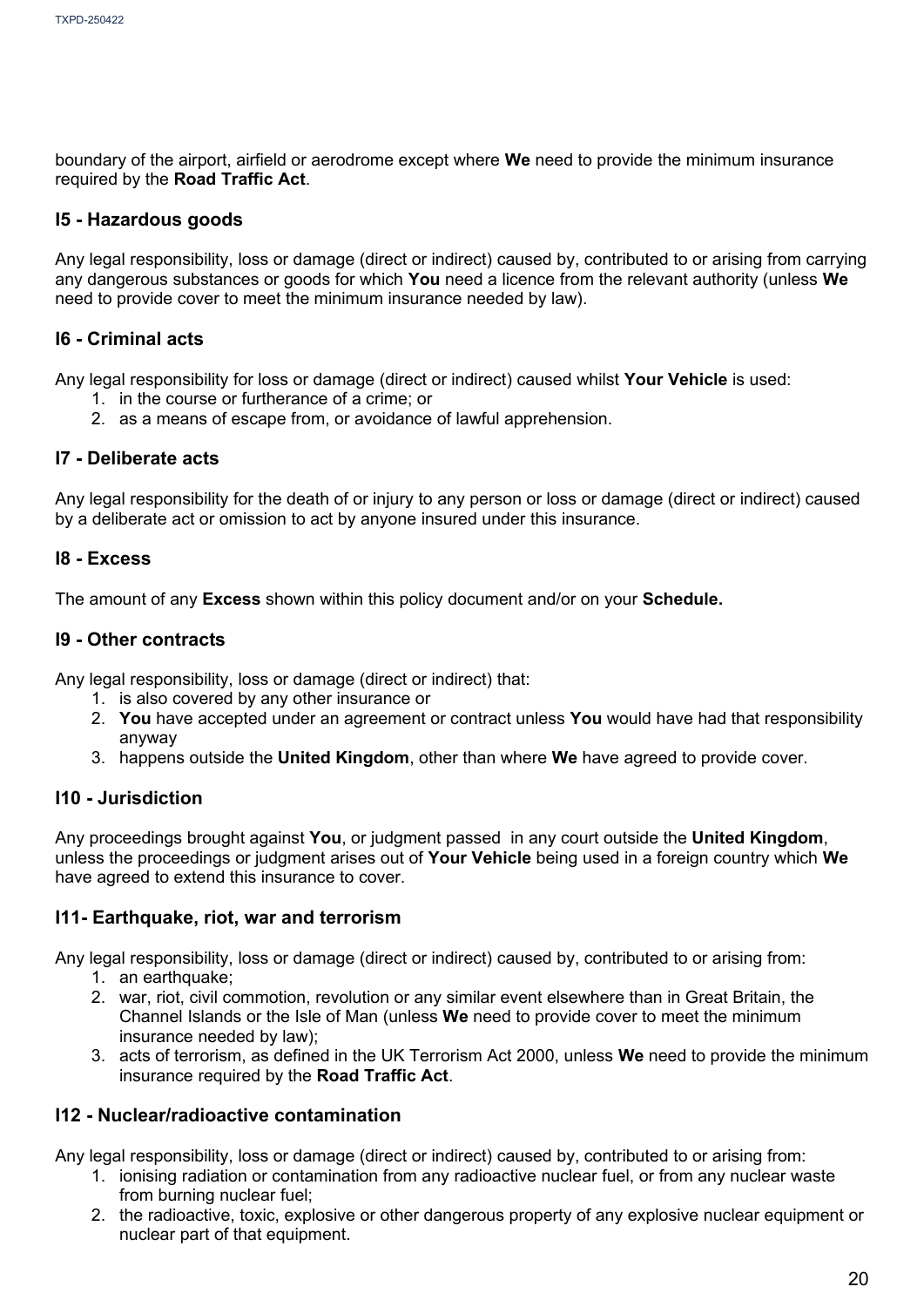boundary of the airport, airfield or aerodrome except where **We** need to provide the minimum insurance required by the **Road Traffic Act**.

### I5 - Hazardous goods

Any legal responsibility, loss or damage (direct or indirect) caused by, contributed to or arising from carrying any dangerous substances or goods for which **You** need a licence from the relevant authority (unless **We** need to provide cover to meet the minimum insurance needed by law).

### I6 - Criminal acts

Any legal responsibility for loss or damage (direct or indirect) caused whilst **Your Vehicle** is used:

1. in the course or furtherance of a crime; or
2. as a means of escape from, or avoidance of lawful apprehension.

### I7 - Deliberate acts

Any legal responsibility for the death of or injury to any person or loss or damage (direct or indirect) caused by a deliberate act or omission to act by anyone insured under this insurance.

### I8 - Excess

The amount of any **Excess** shown within this policy document and/or on your **Schedule.**

### I9 - Other contracts

Any legal responsibility, loss or damage (direct or indirect) that:

1. is also covered by any other insurance or
2. **You** have accepted under an agreement or contract unless **You** would have had that responsibility anyway
3. happens outside the **United Kingdom**, other than where **We** have agreed to provide cover.

### I10 - Jurisdiction

Any proceedings brought against **You**, or judgment passed in any court outside the **United Kingdom**, unless the proceedings or judgment arises out of **Your Vehicle** being used in a foreign country which **We** have agreed to extend this insurance to cover.

### I11- Earthquake, riot, war and terrorism

Any legal responsibility, loss or damage (direct or indirect) caused by, contributed to or arising from:

1. an earthquake;
2. war, riot, civil commotion, revolution or any similar event elsewhere than in Great Britain, the Channel Islands or the Isle of Man (unless **We** need to provide cover to meet the minimum insurance needed by law);
3. acts of terrorism, as defined in the UK Terrorism Act 2000, unless **We** need to provide the minimum insurance required by the **Road Traffic Act**.

### I12 - Nuclear/radioactive contamination

Any legal responsibility, loss or damage (direct or indirect) caused by, contributed to or arising from:

1. ionising radiation or contamination from any radioactive nuclear fuel, or from any nuclear waste from burning nuclear fuel;
2. the radioactive, toxic, explosive or other dangerous property of any explosive nuclear equipment or nuclear part of that equipment.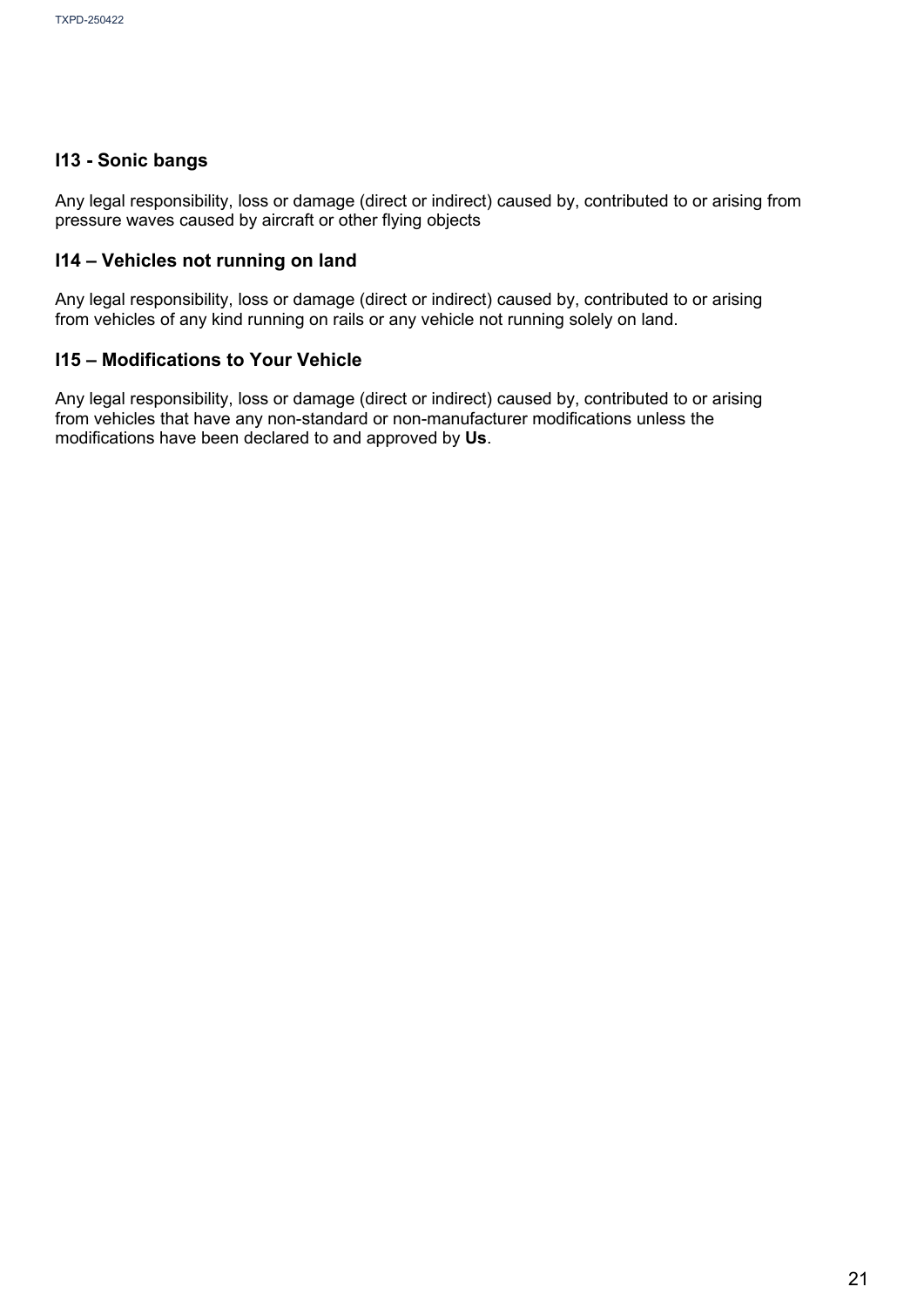### I13 - Sonic bangs

Any legal responsibility, loss or damage (direct or indirect) caused by, contributed to or arising from pressure waves caused by aircraft or other flying objects

### I14 – Vehicles not running on land

Any legal responsibility, loss or damage (direct or indirect) caused by, contributed to or arising from vehicles of any kind running on rails or any vehicle not running solely on land.

### I15 – Modifications to Your Vehicle

Any legal responsibility, loss or damage (direct or indirect) caused by, contributed to or arising from vehicles that have any non-standard or non-manufacturer modifications unless the modifications have been declared to and approved by **Us**.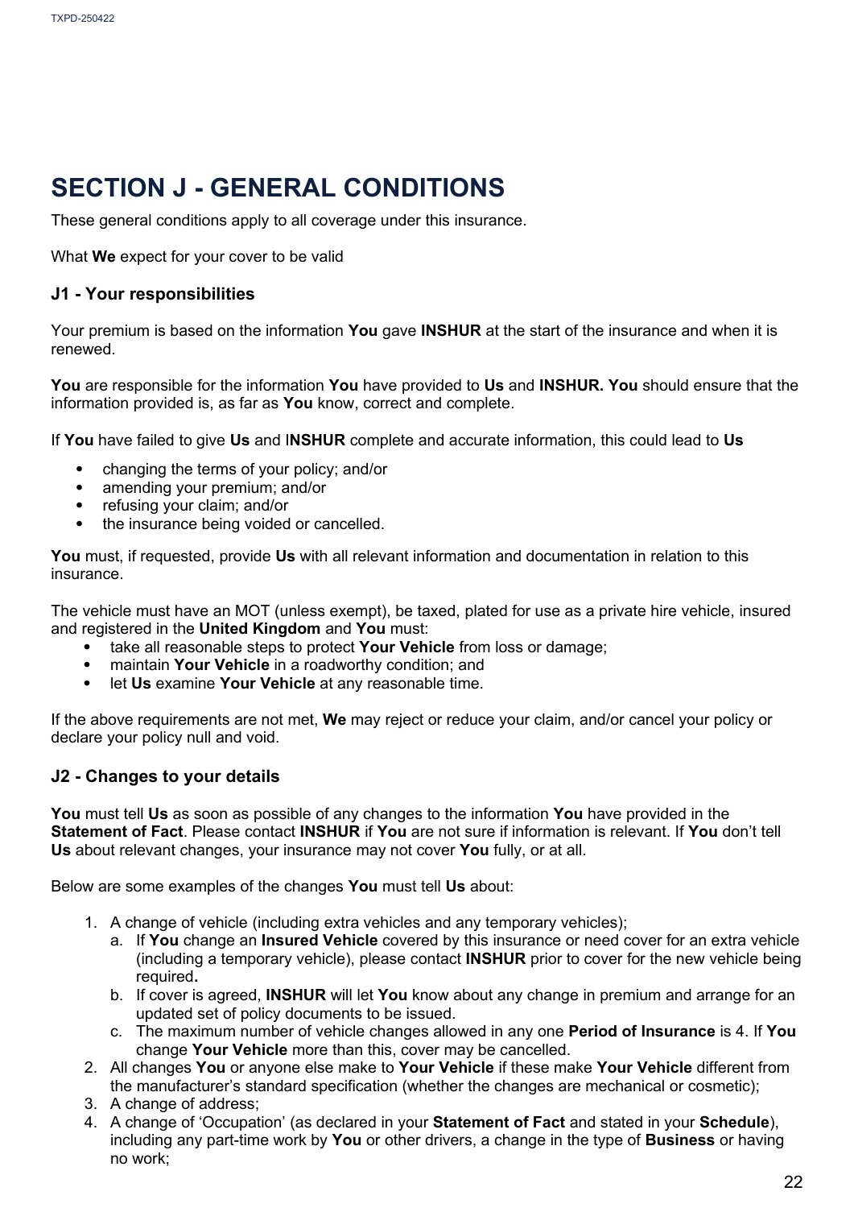# SECTION J - GENERAL CONDITIONS

These general conditions apply to all coverage under this insurance.

What **We** expect for your cover to be valid

### J1 - Your responsibilities

Your premium is based on the information **You** gave **INSHUR** at the start of the insurance and when it is renewed.

**You** are responsible for the information **You** have provided to **Us** and **INSHUR. You** should ensure that the information provided is, as far as **You** know, correct and complete.

If **You** have failed to give **Us** and I**NSHUR** complete and accurate information, this could lead to **Us**

- changing the terms of your policy; and/or
- amending your premium; and/or
- refusing your claim; and/or
- the insurance being voided or cancelled.

**You** must, if requested, provide **Us** with all relevant information and documentation in relation to this insurance.

The vehicle must have an MOT (unless exempt), be taxed, plated for use as a private hire vehicle, insured and registered in the **United Kingdom** and **You** must:

- take all reasonable steps to protect **Your Vehicle** from loss or damage;
- maintain **Your Vehicle** in a roadworthy condition; and
- let **Us** examine **Your Vehicle** at any reasonable time.

If the above requirements are not met, **We** may reject or reduce your claim, and/or cancel your policy or declare your policy null and void.

### J2 - Changes to your details

**You** must tell **Us** as soon as possible of any changes to the information **You** have provided in the **Statement of Fact**. Please contact **INSHUR** if **You** are not sure if information is relevant. If **You** don't tell **Us** about relevant changes, your insurance may not cover **You** fully, or at all.

Below are some examples of the changes **You** must tell **Us** about:

1. A change of vehicle (including extra vehicles and any temporary vehicles);
   a. If **You** change an **Insured Vehicle** covered by this insurance or need cover for an extra vehicle (including a temporary vehicle), please contact **INSHUR** prior to cover for the new vehicle being required**.**
   b. If cover is agreed, **INSHUR** will let **You** know about any change in premium and arrange for an updated set of policy documents to be issued.
   c. The maximum number of vehicle changes allowed in any one **Period of Insurance** is 4. If **You** change **Your Vehicle** more than this, cover may be cancelled.
2. All changes **You** or anyone else make to **Your Vehicle** if these make **Your Vehicle** different from the manufacturer's standard specification (whether the changes are mechanical or cosmetic);
3. A change of address;
4. A change of 'Occupation' (as declared in your **Statement of Fact** and stated in your **Schedule**), including any part-time work by **You** or other drivers, a change in the type of **Business** or having no work;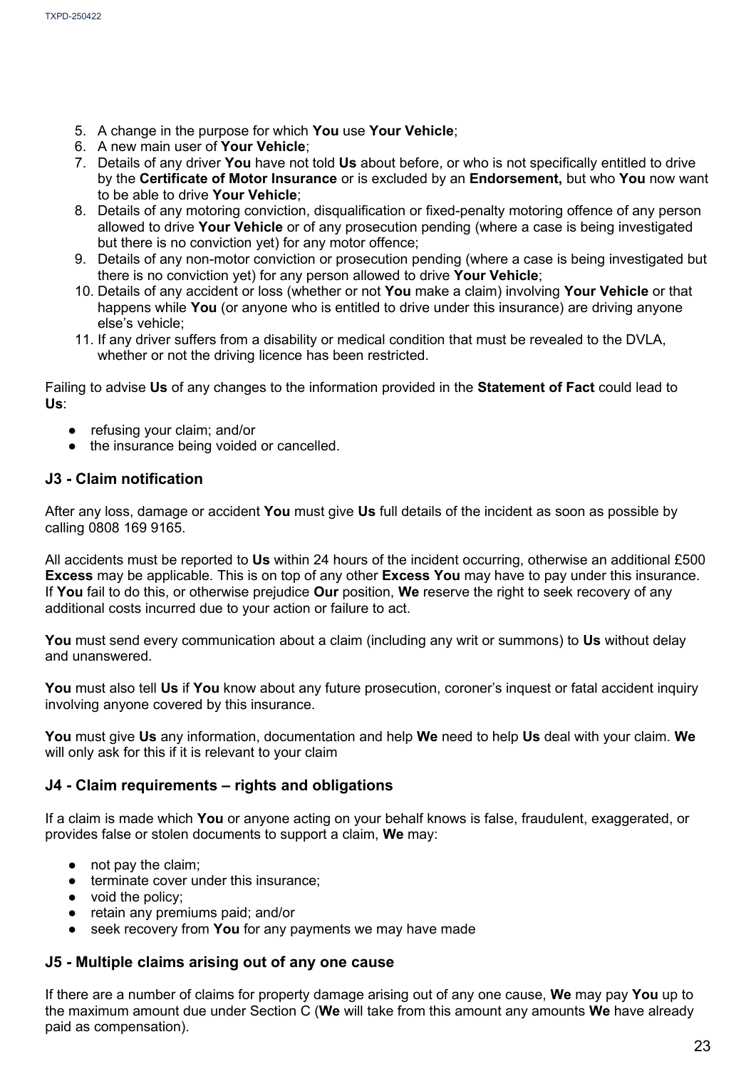5. A change in the purpose for which **You** use **Your Vehicle**;
6. A new main user of **Your Vehicle**;
7. Details of any driver **You** have not told **Us** about before, or who is not specifically entitled to drive by the **Certificate of Motor Insurance** or is excluded by an **Endorsement,** but who **You** now want to be able to drive **Your Vehicle**;
8. Details of any motoring conviction, disqualification or fixed-penalty motoring offence of any person allowed to drive **Your Vehicle** or of any prosecution pending (where a case is being investigated but there is no conviction yet) for any motor offence;
9. Details of any non-motor conviction or prosecution pending (where a case is being investigated but there is no conviction yet) for any person allowed to drive **Your Vehicle**;
10. Details of any accident or loss (whether or not **You** make a claim) involving **Your Vehicle** or that happens while **You** (or anyone who is entitled to drive under this insurance) are driving anyone else's vehicle;
11. If any driver suffers from a disability or medical condition that must be revealed to the DVLA, whether or not the driving licence has been restricted.

Failing to advise **Us** of any changes to the information provided in the **Statement of Fact** could lead to **Us**:

- refusing your claim; and/or
- the insurance being voided or cancelled.

## J3 - Claim notification

After any loss, damage or accident **You** must give **Us** full details of the incident as soon as possible by calling 0808 169 9165.

All accidents must be reported to **Us** within 24 hours of the incident occurring, otherwise an additional £500 **Excess** may be applicable. This is on top of any other **Excess You** may have to pay under this insurance. If **You** fail to do this, or otherwise prejudice **Our** position, **We** reserve the right to seek recovery of any additional costs incurred due to your action or failure to act.

**You** must send every communication about a claim (including any writ or summons) to **Us** without delay and unanswered.

**You** must also tell **Us** if **You** know about any future prosecution, coroner's inquest or fatal accident inquiry involving anyone covered by this insurance.

**You** must give **Us** any information, documentation and help **We** need to help **Us** deal with your claim. **We** will only ask for this if it is relevant to your claim

## J4 - Claim requirements – rights and obligations

If a claim is made which **You** or anyone acting on your behalf knows is false, fraudulent, exaggerated, or provides false or stolen documents to support a claim, **We** may:

- not pay the claim;
- terminate cover under this insurance;
- void the policy;
- retain any premiums paid; and/or
- seek recovery from **You** for any payments we may have made

## J5 - Multiple claims arising out of any one cause

If there are a number of claims for property damage arising out of any one cause, **We** may pay **You** up to the maximum amount due under Section C (**We** will take from this amount any amounts **We** have already paid as compensation).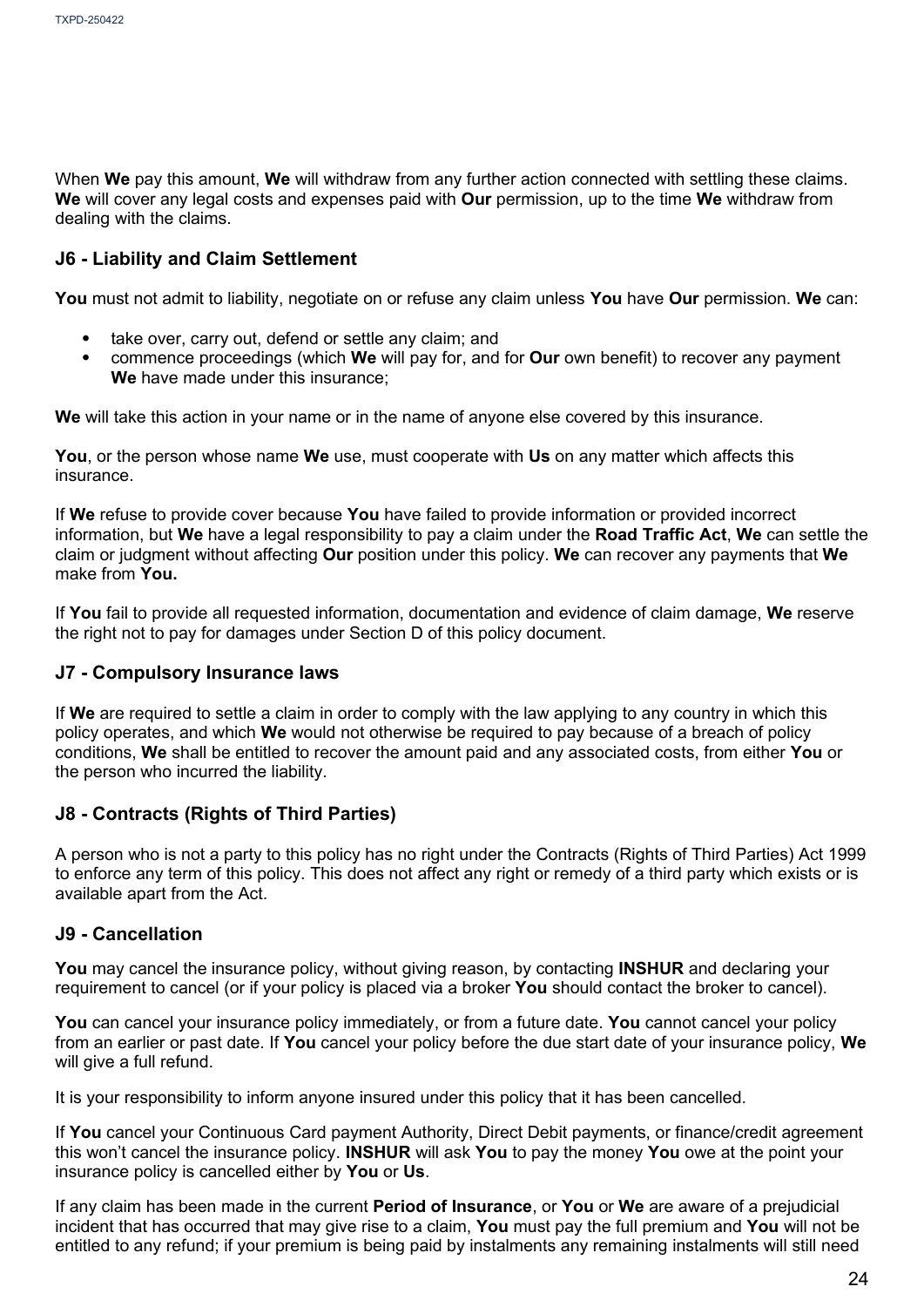When **We** pay this amount, **We** will withdraw from any further action connected with settling these claims. **We** will cover any legal costs and expenses paid with **Our** permission, up to the time **We** withdraw from dealing with the claims.

### J6 - Liability and Claim Settlement

**You** must not admit to liability, negotiate on or refuse any claim unless **You** have **Our** permission. **We** can:

- take over, carry out, defend or settle any claim; and
- commence proceedings (which **We** will pay for, and for **Our** own benefit) to recover any payment **We** have made under this insurance;

**We** will take this action in your name or in the name of anyone else covered by this insurance.

**You**, or the person whose name **We** use, must cooperate with **Us** on any matter which affects this insurance.

If **We** refuse to provide cover because **You** have failed to provide information or provided incorrect information, but **We** have a legal responsibility to pay a claim under the **Road Traffic Act**, **We** can settle the claim or judgment without affecting **Our** position under this policy. **We** can recover any payments that **We** make from **You.**

If **You** fail to provide all requested information, documentation and evidence of claim damage, **We** reserve the right not to pay for damages under Section D of this policy document.

### J7 - Compulsory Insurance laws

If **We** are required to settle a claim in order to comply with the law applying to any country in which this policy operates, and which **We** would not otherwise be required to pay because of a breach of policy conditions, **We** shall be entitled to recover the amount paid and any associated costs, from either **You** or the person who incurred the liability.

### J8 - Contracts (Rights of Third Parties)

A person who is not a party to this policy has no right under the Contracts (Rights of Third Parties) Act 1999 to enforce any term of this policy. This does not affect any right or remedy of a third party which exists or is available apart from the Act.

### J9 - Cancellation

**You** may cancel the insurance policy, without giving reason, by contacting **INSHUR** and declaring your requirement to cancel (or if your policy is placed via a broker **You** should contact the broker to cancel).

**You** can cancel your insurance policy immediately, or from a future date. **You** cannot cancel your policy from an earlier or past date. If **You** cancel your policy before the due start date of your insurance policy, **We** will give a full refund.

It is your responsibility to inform anyone insured under this policy that it has been cancelled.

If **You** cancel your Continuous Card payment Authority, Direct Debit payments, or finance/credit agreement this won't cancel the insurance policy. **INSHUR** will ask **You** to pay the money **You** owe at the point your insurance policy is cancelled either by **You** or **Us**.

If any claim has been made in the current **Period of Insurance**, or **You** or **We** are aware of a prejudicial incident that has occurred that may give rise to a claim, **You** must pay the full premium and **You** will not be entitled to any refund; if your premium is being paid by instalments any remaining instalments will still need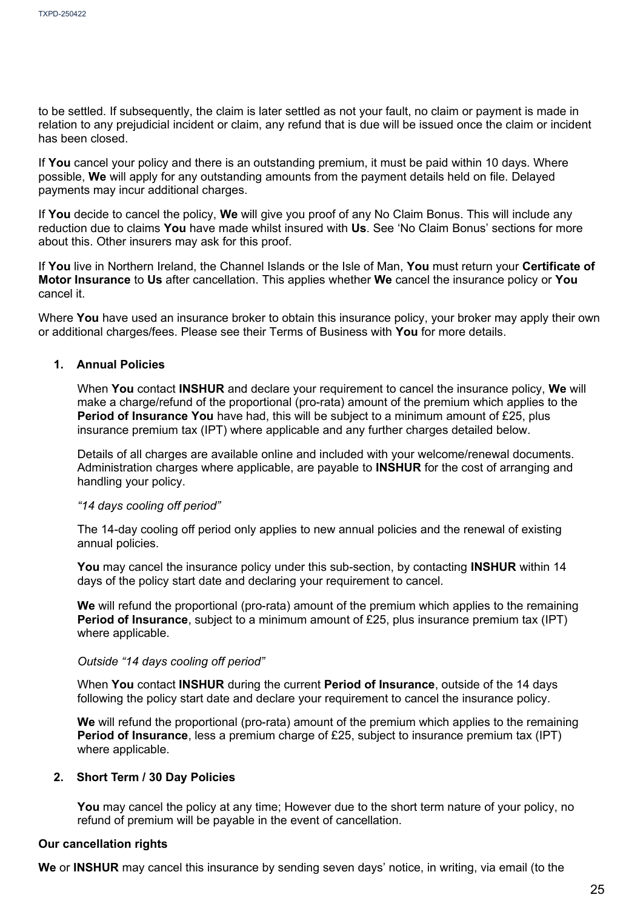to be settled. If subsequently, the claim is later settled as not your fault, no claim or payment is made in relation to any prejudicial incident or claim, any refund that is due will be issued once the claim or incident has been closed.

If **You** cancel your policy and there is an outstanding premium, it must be paid within 10 days. Where possible, **We** will apply for any outstanding amounts from the payment details held on file. Delayed payments may incur additional charges.

If **You** decide to cancel the policy, **We** will give you proof of any No Claim Bonus. This will include any reduction due to claims **You** have made whilst insured with **Us**. See 'No Claim Bonus' sections for more about this. Other insurers may ask for this proof.

If **You** live in Northern Ireland, the Channel Islands or the Isle of Man, **You** must return your **Certificate of Motor Insurance** to **Us** after cancellation. This applies whether **We** cancel the insurance policy or **You** cancel it.

Where **You** have used an insurance broker to obtain this insurance policy, your broker may apply their own or additional charges/fees. Please see their Terms of Business with **You** for more details.

1. **Annual Policies**

   When **You** contact **INSHUR** and declare your requirement to cancel the insurance policy, **We** will make a charge/refund of the proportional (pro-rata) amount of the premium which applies to the **Period of Insurance You** have had, this will be subject to a minimum amount of £25, plus insurance premium tax (IPT) where applicable and any further charges detailed below.

   Details of all charges are available online and included with your welcome/renewal documents. Administration charges where applicable, are payable to **INSHUR** for the cost of arranging and handling your policy.

   *"14 days cooling off period"*

   The 14-day cooling off period only applies to new annual policies and the renewal of existing annual policies.

   **You** may cancel the insurance policy under this sub-section, by contacting **INSHUR** within 14 days of the policy start date and declaring your requirement to cancel.

   **We** will refund the proportional (pro-rata) amount of the premium which applies to the remaining **Period of Insurance**, subject to a minimum amount of £25, plus insurance premium tax (IPT) where applicable.

   *Outside "14 days cooling off period"*

   When **You** contact **INSHUR** during the current **Period of Insurance**, outside of the 14 days following the policy start date and declare your requirement to cancel the insurance policy.

   **We** will refund the proportional (pro-rata) amount of the premium which applies to the remaining **Period of Insurance**, less a premium charge of £25, subject to insurance premium tax (IPT) where applicable.

2. **Short Term / 30 Day Policies**

   **You** may cancel the policy at any time; However due to the short term nature of your policy, no refund of premium will be payable in the event of cancellation.

**Our cancellation rights**

**We** or **INSHUR** may cancel this insurance by sending seven days' notice, in writing, via email (to the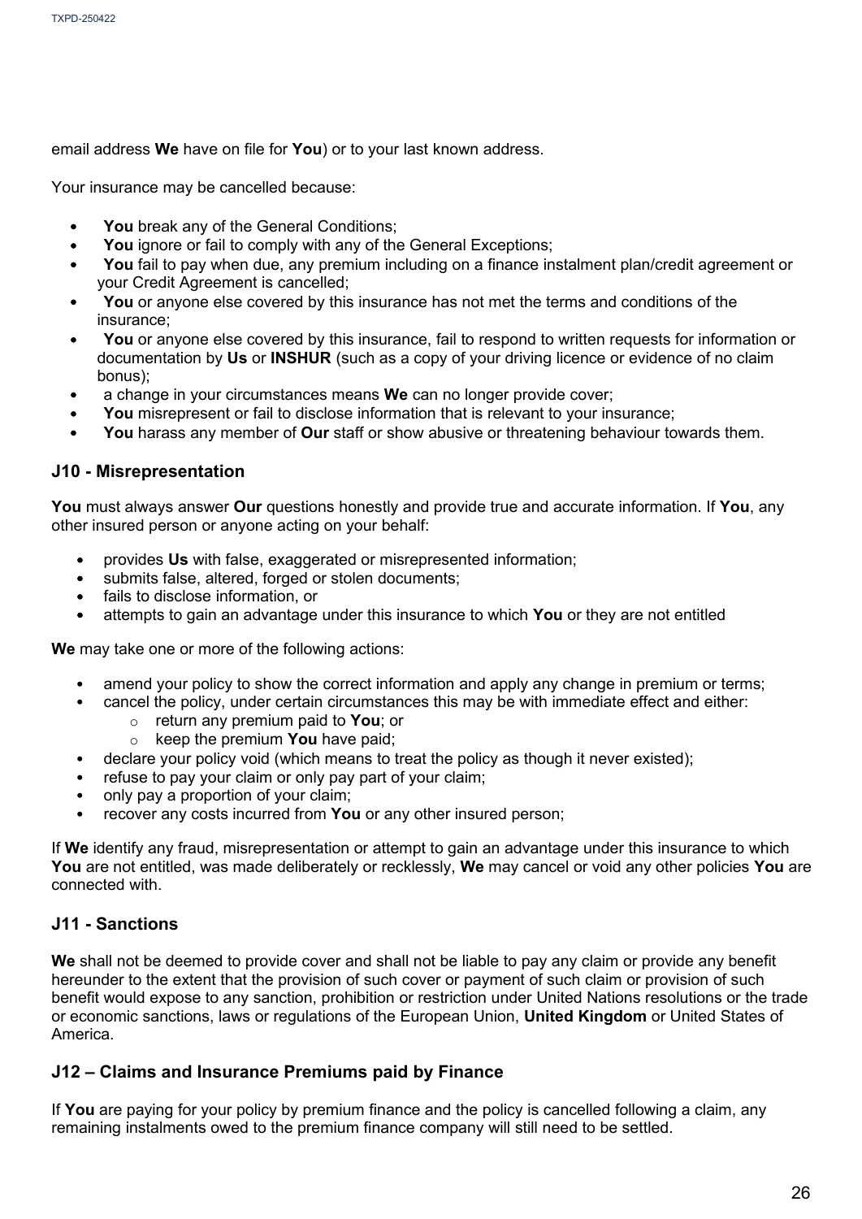email address **We** have on file for **You**) or to your last known address.

Your insurance may be cancelled because:

- **You** break any of the General Conditions;
- **You** ignore or fail to comply with any of the General Exceptions;
- **You** fail to pay when due, any premium including on a finance instalment plan/credit agreement or your Credit Agreement is cancelled;
- **You** or anyone else covered by this insurance has not met the terms and conditions of the insurance;
- **You** or anyone else covered by this insurance, fail to respond to written requests for information or documentation by **Us** or **INSHUR** (such as a copy of your driving licence or evidence of no claim bonus);
- a change in your circumstances means **We** can no longer provide cover;
- **You** misrepresent or fail to disclose information that is relevant to your insurance;
- **You** harass any member of **Our** staff or show abusive or threatening behaviour towards them.

### J10 - Misrepresentation

**You** must always answer **Our** questions honestly and provide true and accurate information. If **You**, any other insured person or anyone acting on your behalf:

- provides **Us** with false, exaggerated or misrepresented information;
- submits false, altered, forged or stolen documents;
- fails to disclose information, or
- attempts to gain an advantage under this insurance to which **You** or they are not entitled

**We** may take one or more of the following actions:

- amend your policy to show the correct information and apply any change in premium or terms;
- cancel the policy, under certain circumstances this may be with immediate effect and either:
  - return any premium paid to **You**; or
  - keep the premium **You** have paid;
- declare your policy void (which means to treat the policy as though it never existed);
- refuse to pay your claim or only pay part of your claim;
- only pay a proportion of your claim;
- recover any costs incurred from **You** or any other insured person;

If **We** identify any fraud, misrepresentation or attempt to gain an advantage under this insurance to which **You** are not entitled, was made deliberately or recklessly, **We** may cancel or void any other policies **You** are connected with.

### J11 - Sanctions

**We** shall not be deemed to provide cover and shall not be liable to pay any claim or provide any benefit hereunder to the extent that the provision of such cover or payment of such claim or provision of such benefit would expose to any sanction, prohibition or restriction under United Nations resolutions or the trade or economic sanctions, laws or regulations of the European Union, **United Kingdom** or United States of America.

### J12 – Claims and Insurance Premiums paid by Finance

If **You** are paying for your policy by premium finance and the policy is cancelled following a claim, any remaining instalments owed to the premium finance company will still need to be settled.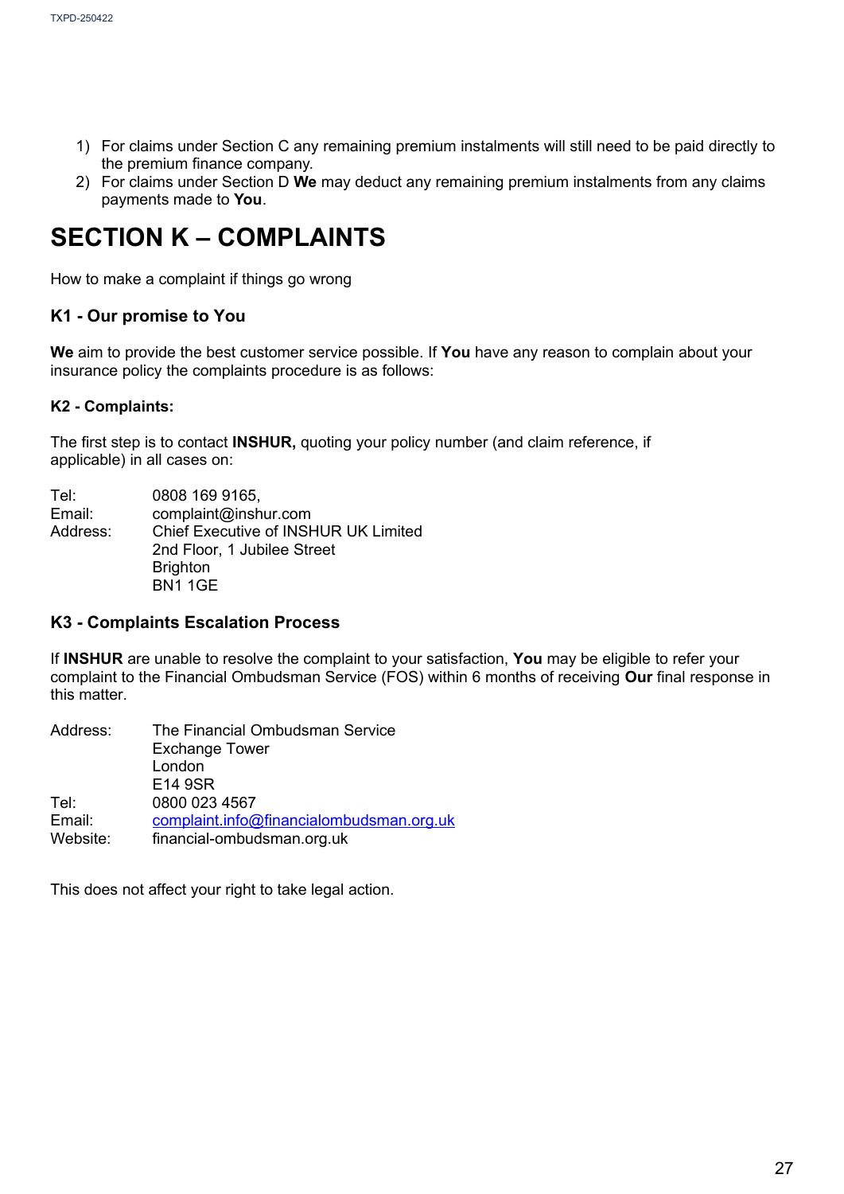1) For claims under Section C any remaining premium instalments will still need to be paid directly to the premium finance company.
2) For claims under Section D **We** may deduct any remaining premium instalments from any claims payments made to **You**.

# SECTION K – COMPLAINTS

How to make a complaint if things go wrong

### K1 - Our promise to You

**We** aim to provide the best customer service possible. If **You** have any reason to complain about your insurance policy the complaints procedure is as follows:

#### K2 - Complaints:

The first step is to contact **INSHUR,** quoting your policy number (and claim reference, if applicable) in all cases on:

Tel: 0808 169 9165,
Email: complaint@inshur.com
Address: Chief Executive of INSHUR UK Limited
2nd Floor, 1 Jubilee Street
Brighton
BN1 1GE

### K3 - Complaints Escalation Process

If **INSHUR** are unable to resolve the complaint to your satisfaction, **You** may be eligible to refer your complaint to the Financial Ombudsman Service (FOS) within 6 months of receiving **Our** final response in this matter.

Address: The Financial Ombudsman Service
Exchange Tower
London
E14 9SR
Tel: 0800 023 4567
Email: complaint.info@financialombudsman.org.uk
Website: financial-ombudsman.org.uk

This does not affect your right to take legal action.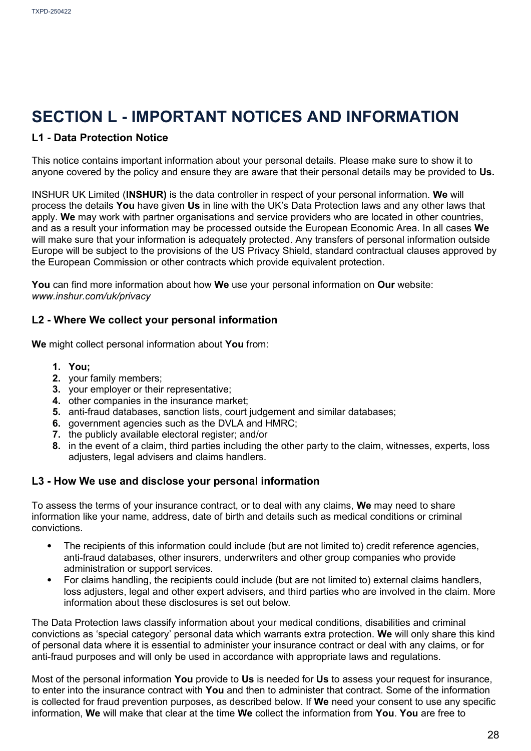# SECTION L - IMPORTANT NOTICES AND INFORMATION

## L1 - Data Protection Notice

This notice contains important information about your personal details. Please make sure to show it to anyone covered by the policy and ensure they are aware that their personal details may be provided to **Us.**

INSHUR UK Limited (**INSHUR)** is the data controller in respect of your personal information. **We** will process the details **You** have given **Us** in line with the UK's Data Protection laws and any other laws that apply. **We** may work with partner organisations and service providers who are located in other countries, and as a result your information may be processed outside the European Economic Area. In all cases **We** will make sure that your information is adequately protected. Any transfers of personal information outside Europe will be subject to the provisions of the US Privacy Shield, standard contractual clauses approved by the European Commission or other contracts which provide equivalent protection.

**You** can find more information about how **We** use your personal information on **Our** website: *www.inshur.com/uk/privacy*

## L2 - Where We collect your personal information

**We** might collect personal information about **You** from:

1. **You;**
2. your family members;
3. your employer or their representative;
4. other companies in the insurance market;
5. anti-fraud databases, sanction lists, court judgement and similar databases;
6. government agencies such as the DVLA and HMRC;
7. the publicly available electoral register; and/or
8. in the event of a claim, third parties including the other party to the claim, witnesses, experts, loss adjusters, legal advisers and claims handlers.

## L3 - How We use and disclose your personal information

To assess the terms of your insurance contract, or to deal with any claims, **We** may need to share information like your name, address, date of birth and details such as medical conditions or criminal convictions.

- The recipients of this information could include (but are not limited to) credit reference agencies, anti-fraud databases, other insurers, underwriters and other group companies who provide administration or support services.
- For claims handling, the recipients could include (but are not limited to) external claims handlers, loss adjusters, legal and other expert advisers, and third parties who are involved in the claim. More information about these disclosures is set out below.

The Data Protection laws classify information about your medical conditions, disabilities and criminal convictions as 'special category' personal data which warrants extra protection. **We** will only share this kind of personal data where it is essential to administer your insurance contract or deal with any claims, or for anti-fraud purposes and will only be used in accordance with appropriate laws and regulations.

Most of the personal information **You** provide to **Us** is needed for **Us** to assess your request for insurance, to enter into the insurance contract with **You** and then to administer that contract. Some of the information is collected for fraud prevention purposes, as described below. If **We** need your consent to use any specific information, **We** will make that clear at the time **We** collect the information from **You**. **You** are free to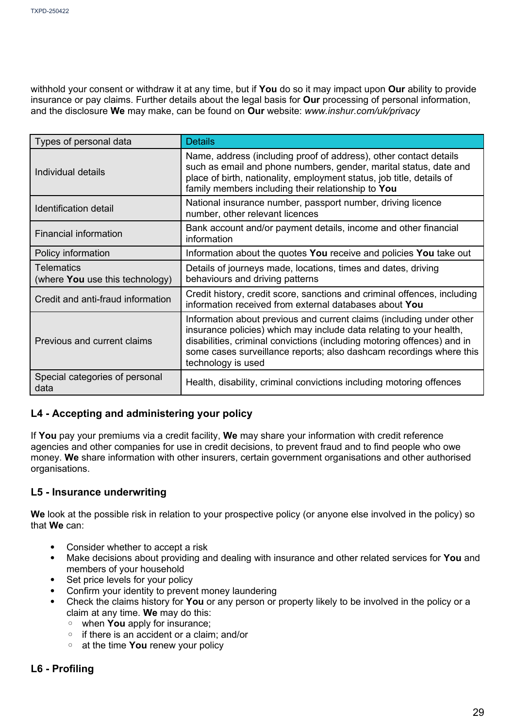withhold your consent or withdraw it at any time, but if **You** do so it may impact upon **Our** ability to provide insurance or pay claims. Further details about the legal basis for **Our** processing of personal information, and the disclosure **We** may make, can be found on **Our** website: *www.inshur.com/uk/privacy*

| Types of personal data | Details |
|---|---|
| Individual details | Name, address (including proof of address), other contact details such as email and phone numbers, gender, marital status, date and place of birth, nationality, employment status, job title, details of family members including their relationship to **You** |
| Identification detail | National insurance number, passport number, driving licence number, other relevant licences |
| Financial information | Bank account and/or payment details, income and other financial information |
| Policy information | Information about the quotes **You** receive and policies **You** take out |
| Telematics (where **You** use this technology) | Details of journeys made, locations, times and dates, driving behaviours and driving patterns |
| Credit and anti-fraud information | Credit history, credit score, sanctions and criminal offences, including information received from external databases about **You** |
| Previous and current claims | Information about previous and current claims (including under other insurance policies) which may include data relating to your health, disabilities, criminal convictions (including motoring offences) and in some cases surveillance reports; also dashcam recordings where this technology is used |
| Special categories of personal data | Health, disability, criminal convictions including motoring offences |

### L4 - Accepting and administering your policy

If **You** pay your premiums via a credit facility, **We** may share your information with credit reference agencies and other companies for use in credit decisions, to prevent fraud and to find people who owe money. **We** share information with other insurers, certain government organisations and other authorised organisations.

### L5 - Insurance underwriting

**We** look at the possible risk in relation to your prospective policy (or anyone else involved in the policy) so that **We** can:

- Consider whether to accept a risk
- Make decisions about providing and dealing with insurance and other related services for **You** and members of your household
- Set price levels for your policy
- Confirm your identity to prevent money laundering
- Check the claims history for **You** or any person or property likely to be involved in the policy or a claim at any time. **We** may do this:
  - when **You** apply for insurance;
  - if there is an accident or a claim; and/or
  - at the time **You** renew your policy

### L6 - Profiling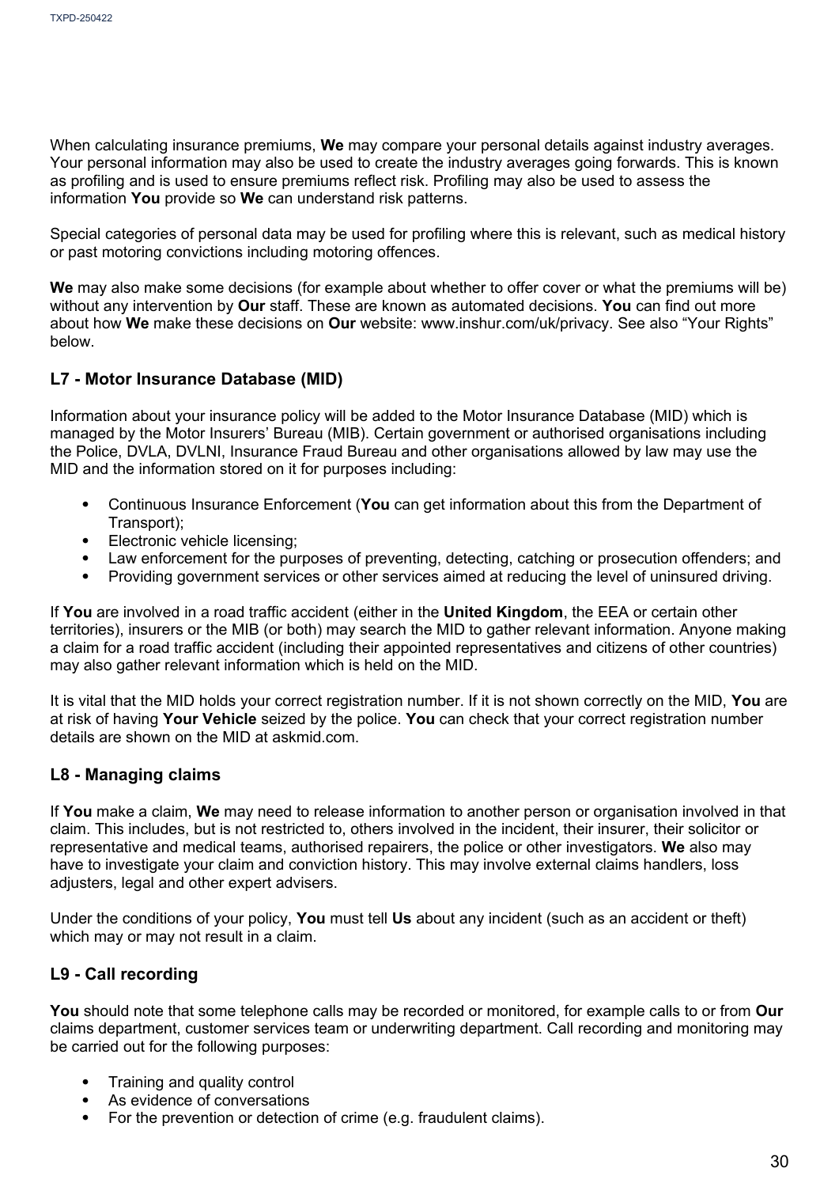When calculating insurance premiums, **We** may compare your personal details against industry averages. Your personal information may also be used to create the industry averages going forwards. This is known as profiling and is used to ensure premiums reflect risk. Profiling may also be used to assess the information **You** provide so **We** can understand risk patterns.

Special categories of personal data may be used for profiling where this is relevant, such as medical history or past motoring convictions including motoring offences.

**We** may also make some decisions (for example about whether to offer cover or what the premiums will be) without any intervention by **Our** staff. These are known as automated decisions. **You** can find out more about how **We** make these decisions on **Our** website: www.inshur.com/uk/privacy. See also "Your Rights" below.

## L7 - Motor Insurance Database (MID)

Information about your insurance policy will be added to the Motor Insurance Database (MID) which is managed by the Motor Insurers' Bureau (MIB). Certain government or authorised organisations including the Police, DVLA, DVLNI, Insurance Fraud Bureau and other organisations allowed by law may use the MID and the information stored on it for purposes including:

- Continuous Insurance Enforcement (**You** can get information about this from the Department of Transport);
- Electronic vehicle licensing;
- Law enforcement for the purposes of preventing, detecting, catching or prosecution offenders; and
- Providing government services or other services aimed at reducing the level of uninsured driving.

If **You** are involved in a road traffic accident (either in the **United Kingdom**, the EEA or certain other territories), insurers or the MIB (or both) may search the MID to gather relevant information. Anyone making a claim for a road traffic accident (including their appointed representatives and citizens of other countries) may also gather relevant information which is held on the MID.

It is vital that the MID holds your correct registration number. If it is not shown correctly on the MID, **You** are at risk of having **Your Vehicle** seized by the police. **You** can check that your correct registration number details are shown on the MID at askmid.com.

## L8 - Managing claims

If **You** make a claim, **We** may need to release information to another person or organisation involved in that claim. This includes, but is not restricted to, others involved in the incident, their insurer, their solicitor or representative and medical teams, authorised repairers, the police or other investigators. **We** also may have to investigate your claim and conviction history. This may involve external claims handlers, loss adjusters, legal and other expert advisers.

Under the conditions of your policy, **You** must tell **Us** about any incident (such as an accident or theft) which may or may not result in a claim.

## L9 - Call recording

**You** should note that some telephone calls may be recorded or monitored, for example calls to or from **Our** claims department, customer services team or underwriting department. Call recording and monitoring may be carried out for the following purposes:

- Training and quality control
- As evidence of conversations
- For the prevention or detection of crime (e.g. fraudulent claims).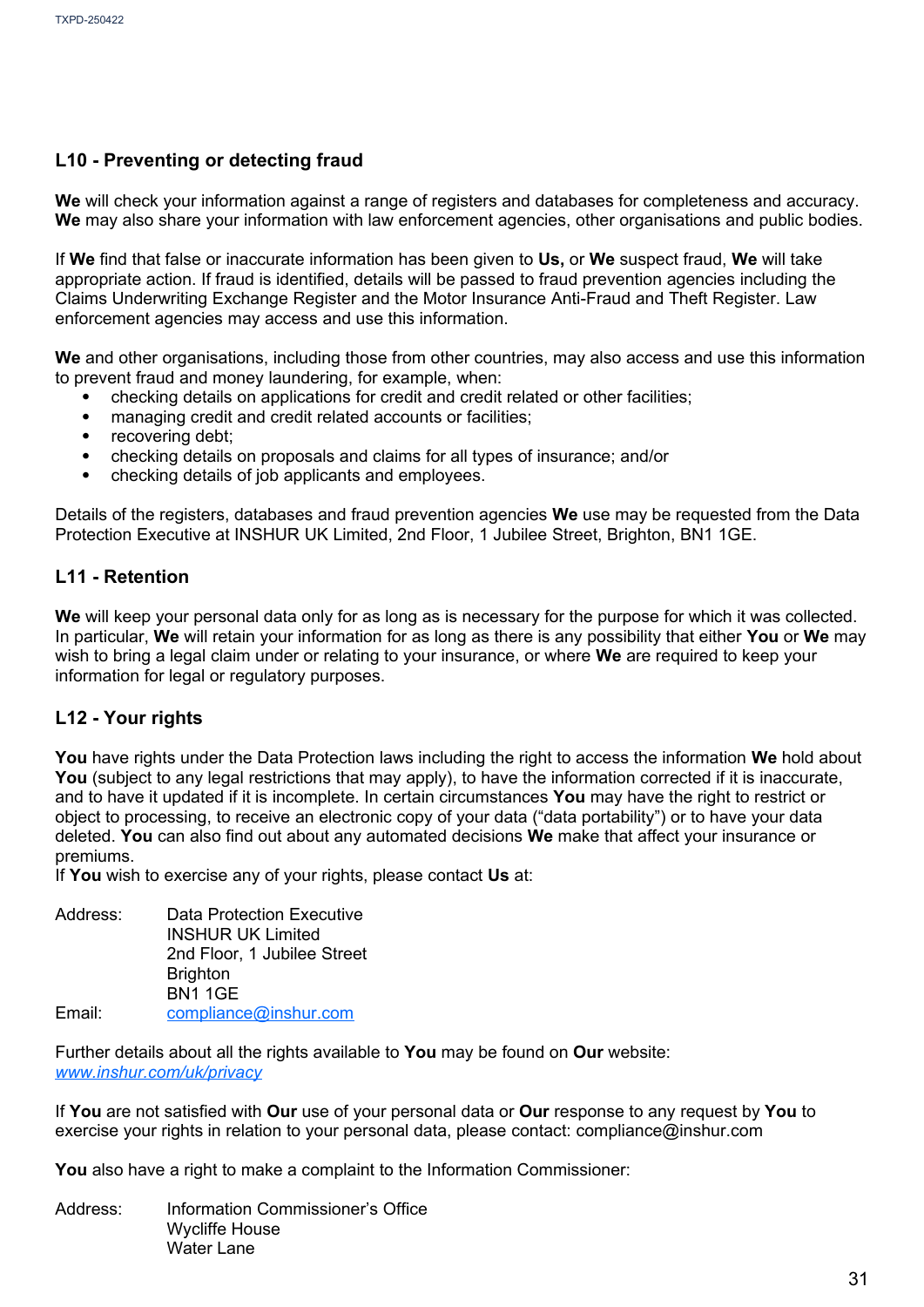### L10 - Preventing or detecting fraud

**We** will check your information against a range of registers and databases for completeness and accuracy. **We** may also share your information with law enforcement agencies, other organisations and public bodies.

If **We** find that false or inaccurate information has been given to **Us,** or **We** suspect fraud, **We** will take appropriate action. If fraud is identified, details will be passed to fraud prevention agencies including the Claims Underwriting Exchange Register and the Motor Insurance Anti-Fraud and Theft Register. Law enforcement agencies may access and use this information.

**We** and other organisations, including those from other countries, may also access and use this information to prevent fraud and money laundering, for example, when:

- checking details on applications for credit and credit related or other facilities;
- managing credit and credit related accounts or facilities;
- recovering debt;
- checking details on proposals and claims for all types of insurance; and/or
- checking details of job applicants and employees.

Details of the registers, databases and fraud prevention agencies **We** use may be requested from the Data Protection Executive at INSHUR UK Limited, 2nd Floor, 1 Jubilee Street, Brighton, BN1 1GE.

### L11 - Retention

**We** will keep your personal data only for as long as is necessary for the purpose for which it was collected. In particular, **We** will retain your information for as long as there is any possibility that either **You** or **We** may wish to bring a legal claim under or relating to your insurance, or where **We** are required to keep your information for legal or regulatory purposes.

### L12 - Your rights

**You** have rights under the Data Protection laws including the right to access the information **We** hold about **You** (subject to any legal restrictions that may apply), to have the information corrected if it is inaccurate, and to have it updated if it is incomplete. In certain circumstances **You** may have the right to restrict or object to processing, to receive an electronic copy of your data ("data portability") or to have your data deleted. **You** can also find out about any automated decisions **We** make that affect your insurance or premiums.
If **You** wish to exercise any of your rights, please contact **Us** at:

Address: Data Protection Executive
INSHUR UK Limited
2nd Floor, 1 Jubilee Street
Brighton
BN1 1GE
Email: compliance@inshur.com

Further details about all the rights available to **You** may be found on **Our** website: *www.inshur.com/uk/privacy*

If **You** are not satisfied with **Our** use of your personal data or **Our** response to any request by **You** to exercise your rights in relation to your personal data, please contact: compliance@inshur.com

**You** also have a right to make a complaint to the Information Commissioner:

Address: Information Commissioner's Office
Wycliffe House
Water Lane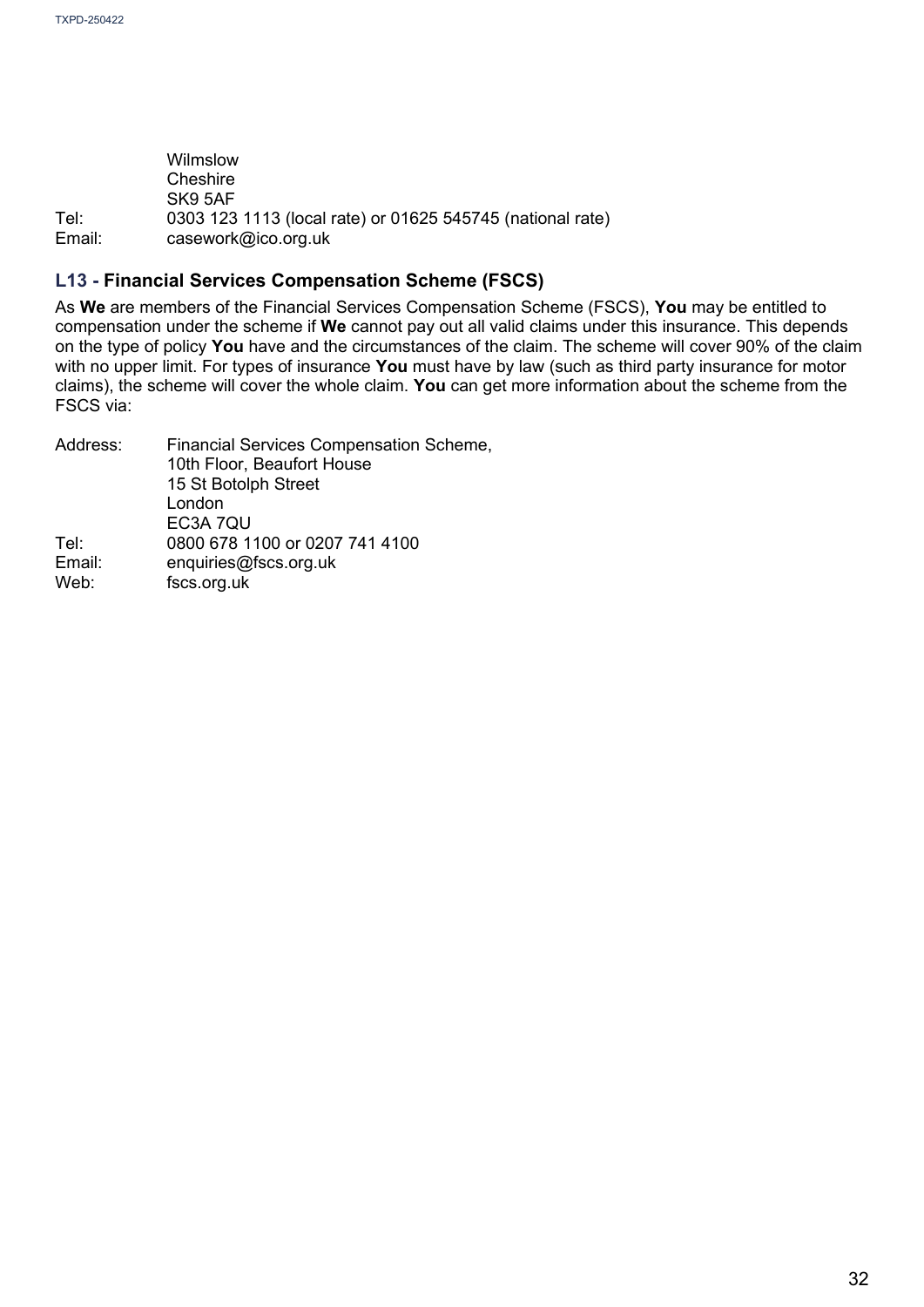Wilmslow
Cheshire
SK9 5AF

Tel: 0303 123 1113 (local rate) or 01625 545745 (national rate)
Email: casework@ico.org.uk

### L13 - Financial Services Compensation Scheme (FSCS)

As **We** are members of the Financial Services Compensation Scheme (FSCS), **You** may be entitled to compensation under the scheme if **We** cannot pay out all valid claims under this insurance. This depends on the type of policy **You** have and the circumstances of the claim. The scheme will cover 90% of the claim with no upper limit. For types of insurance **You** must have by law (such as third party insurance for motor claims), the scheme will cover the whole claim. **You** can get more information about the scheme from the FSCS via:

Address: Financial Services Compensation Scheme,
10th Floor, Beaufort House
15 St Botolph Street
London
EC3A 7QU

Tel: 0800 678 1100 or 0207 741 4100
Email: enquiries@fscs.org.uk
Web: fscs.org.uk